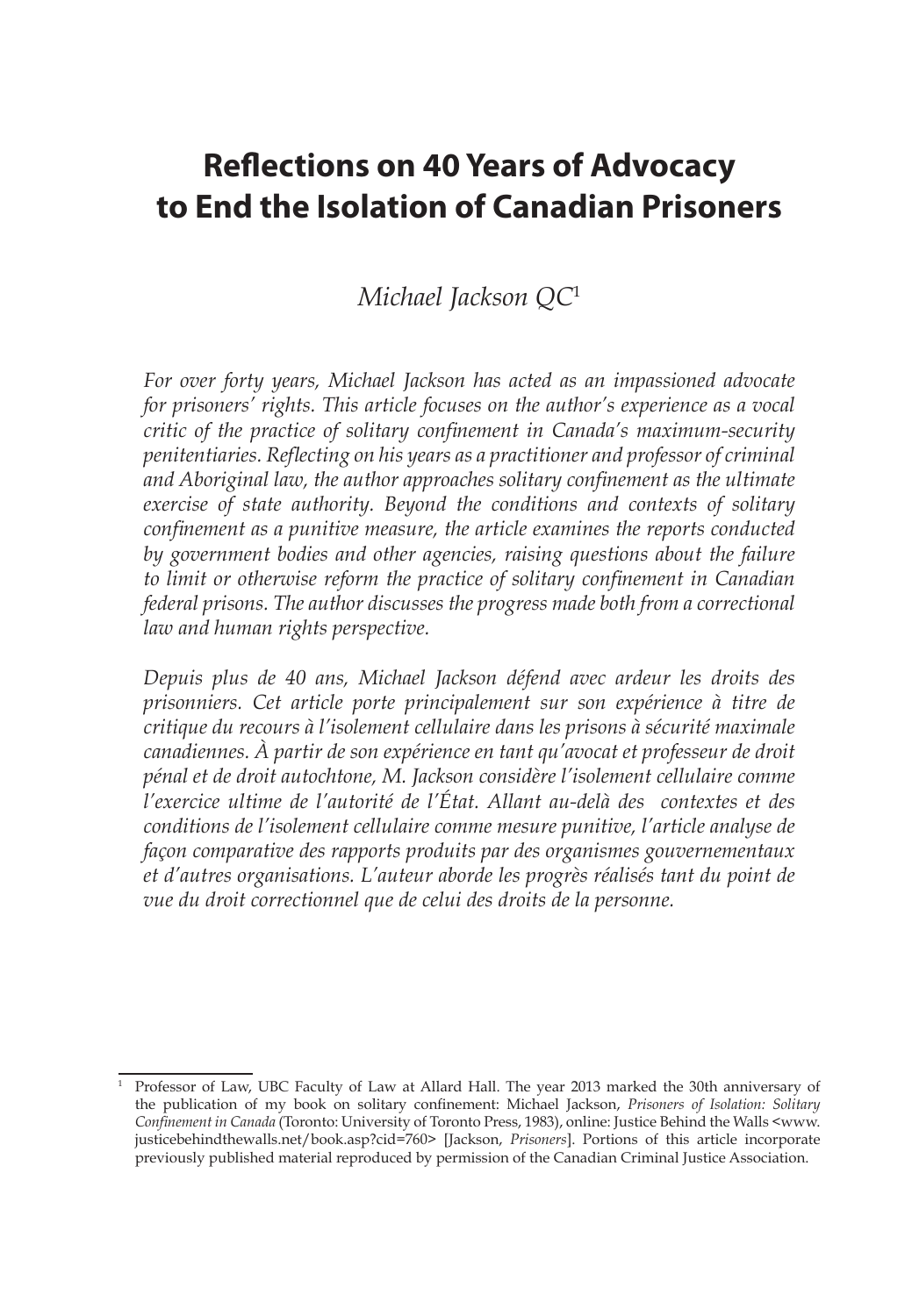# Reflections on 40 Years of Advocacy to End the Isolation of Canadian Prisoners

*Michael Jackson QC*[1]

*For over forty years, Michael Jackson has acted as an impassioned advocate for prisoners' rights. This article focuses on the author's experience as a vocal critic of the practice of solitary confinement in Canada's maximum-security penitentiaries. Reflecting on his years as a practitioner and professor of criminal and Aboriginal law, the author approaches solitary confinement as the ultimate exercise of state authority. Beyond the conditions and contexts of solitary confinement as a punitive measure, the article examines the reports conducted by government bodies and other agencies, raising questions about the failure to limit or otherwise reform the practice of solitary confinement in Canadian federal prisons. The author discusses the progress made both from a correctional law and human rights perspective.*

*Depuis plus de 40 ans, Michael Jackson défend avec ardeur les droits des prisonniers. Cet article porte principalement sur son expérience à titre de critique du recours à l'isolement cellulaire dans les prisons à sécurité maximale canadiennes. À partir de son expérience en tant qu'avocat et professeur de droit pénal et de droit autochtone, M. Jackson considère l'isolement cellulaire comme l'exercice ultime de l'autorité de l'État. Allant au-delà des contextes et des conditions de l'isolement cellulaire comme mesure punitive, l'article analyse de façon comparative des rapports produits par des organismes gouvernementaux et d'autres organisations. L'auteur aborde les progrès réalisés tant du point de vue du droit correctionnel que de celui des droits de la personne.*

---

[1] Professor of Law, UBC Faculty of Law at Allard Hall. The year 2013 marked the 30th anniversary of the publication of my book on solitary confinement: Michael Jackson, *Prisoners of Isolation: Solitary Confinement in Canada* (Toronto: University of Toronto Press, 1983), online: Justice Behind the Walls <www.justicebehindthewalls.net/book.asp?cid=760> [Jackson, *Prisoners*]. Portions of this article incorporate previously published material reproduced by permission of the Canadian Criminal Justice Association.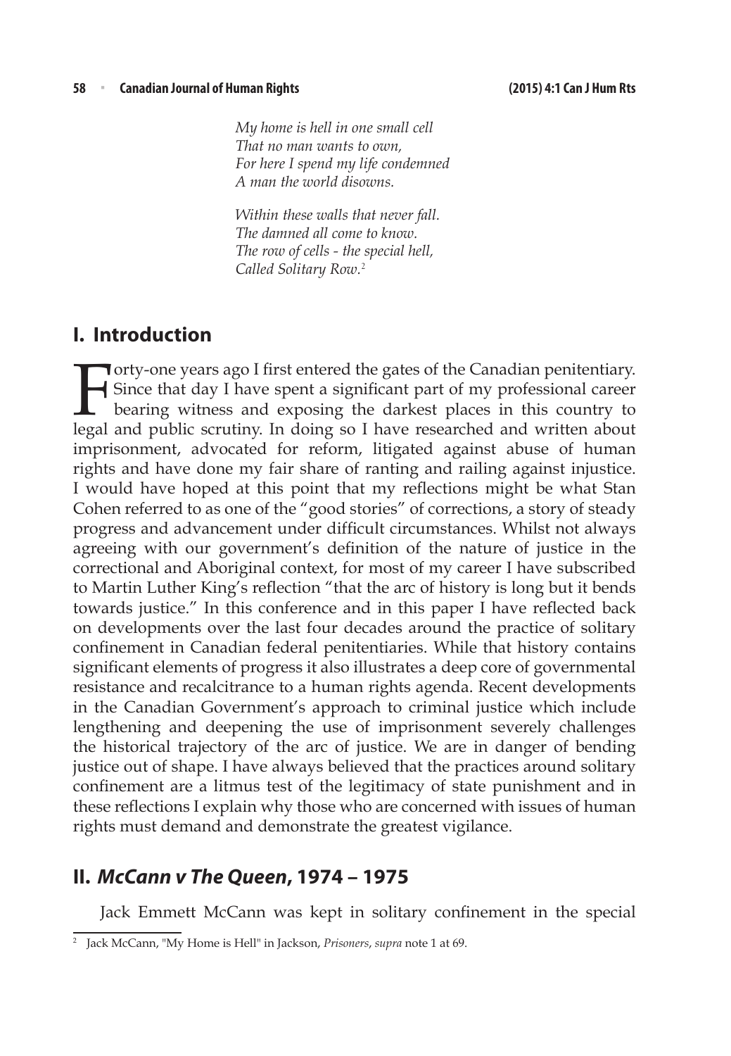*My home is hell in one small cell*
*That no man wants to own,*
*For here I spend my life condemned*
*A man the world disowns.*

*Within these walls that never fall.*
*The damned all come to know.*
*The row of cells - the special hell,*
*Called Solitary Row.*[2]

## I. Introduction

Forty-one years ago I first entered the gates of the Canadian penitentiary. Since that day I have spent a significant part of my professional career bearing witness and exposing the darkest places in this country to legal and public scrutiny. In doing so I have researched and written about imprisonment, advocated for reform, litigated against abuse of human rights and have done my fair share of ranting and railing against injustice. I would have hoped at this point that my reflections might be what Stan Cohen referred to as one of the "good stories" of corrections, a story of steady progress and advancement under difficult circumstances. Whilst not always agreeing with our government's definition of the nature of justice in the correctional and Aboriginal context, for most of my career I have subscribed to Martin Luther King's reflection "that the arc of history is long but it bends towards justice." In this conference and in this paper I have reflected back on developments over the last four decades around the practice of solitary confinement in Canadian federal penitentiaries. While that history contains significant elements of progress it also illustrates a deep core of governmental resistance and recalcitrance to a human rights agenda. Recent developments in the Canadian Government's approach to criminal justice which include lengthening and deepening the use of imprisonment severely challenges the historical trajectory of the arc of justice. We are in danger of bending justice out of shape. I have always believed that the practices around solitary confinement are a litmus test of the legitimacy of state punishment and in these reflections I explain why those who are concerned with issues of human rights must demand and demonstrate the greatest vigilance.

## II. *McCann v The Queen*, 1974 – 1975

Jack Emmett McCann was kept in solitary confinement in the special

[2] Jack McCann, "My Home is Hell" in Jackson, *Prisoners*, *supra* note 1 at 69.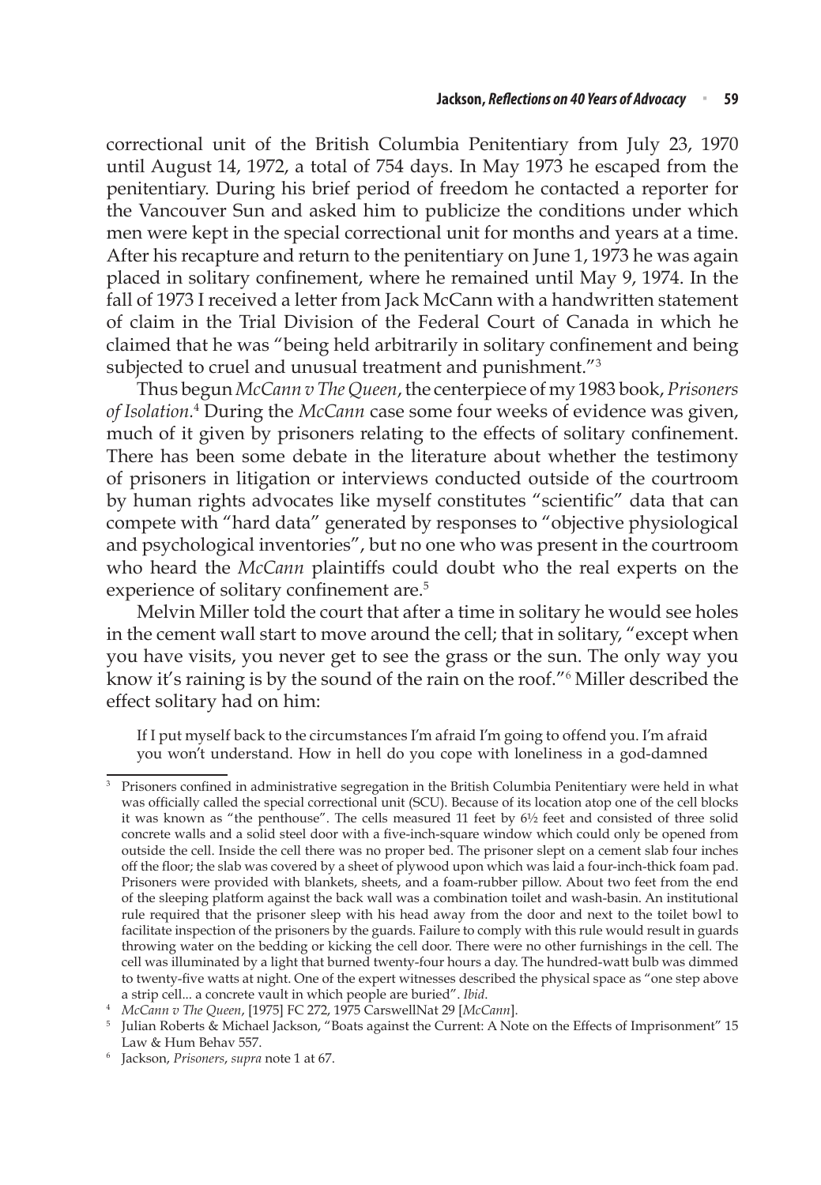correctional unit of the British Columbia Penitentiary from July 23, 1970 until August 14, 1972, a total of 754 days. In May 1973 he escaped from the penitentiary. During his brief period of freedom he contacted a reporter for the Vancouver Sun and asked him to publicize the conditions under which men were kept in the special correctional unit for months and years at a time. After his recapture and return to the penitentiary on June 1, 1973 he was again placed in solitary confinement, where he remained until May 9, 1974. In the fall of 1973 I received a letter from Jack McCann with a handwritten statement of claim in the Trial Division of the Federal Court of Canada in which he claimed that he was "being held arbitrarily in solitary confinement and being subjected to cruel and unusual treatment and punishment."[3]

Thus begun *McCann v The Queen*, the centerpiece of my 1983 book, *Prisoners of Isolation*.[4] During the *McCann* case some four weeks of evidence was given, much of it given by prisoners relating to the effects of solitary confinement. There has been some debate in the literature about whether the testimony of prisoners in litigation or interviews conducted outside of the courtroom by human rights advocates like myself constitutes "scientific" data that can compete with "hard data" generated by responses to "objective physiological and psychological inventories", but no one who was present in the courtroom who heard the *McCann* plaintiffs could doubt who the real experts on the experience of solitary confinement are.[5]

Melvin Miller told the court that after a time in solitary he would see holes in the cement wall start to move around the cell; that in solitary, "except when you have visits, you never get to see the grass or the sun. The only way you know it's raining is by the sound of the rain on the roof."[6] Miller described the effect solitary had on him:

> If I put myself back to the circumstances I'm afraid I'm going to offend you. I'm afraid you won't understand. How in hell do you cope with loneliness in a god-damned

---

[3] Prisoners confined in administrative segregation in the British Columbia Penitentiary were held in what was officially called the special correctional unit (SCU). Because of its location atop one of the cell blocks it was known as "the penthouse". The cells measured 11 feet by 6½ feet and consisted of three solid concrete walls and a solid steel door with a five-inch-square window which could only be opened from outside the cell. Inside the cell there was no proper bed. The prisoner slept on a cement slab four inches off the floor; the slab was covered by a sheet of plywood upon which was laid a four-inch-thick foam pad. Prisoners were provided with blankets, sheets, and a foam-rubber pillow. About two feet from the end of the sleeping platform against the back wall was a combination toilet and wash-basin. An institutional rule required that the prisoner sleep with his head away from the door and next to the toilet bowl to facilitate inspection of the prisoners by the guards. Failure to comply with this rule would result in guards throwing water on the bedding or kicking the cell door. There were no other furnishings in the cell. The cell was illuminated by a light that burned twenty-four hours a day. The hundred-watt bulb was dimmed to twenty-five watts at night. One of the expert witnesses described the physical space as "one step above a strip cell... a concrete vault in which people are buried". *Ibid*.

[4] *McCann v The Queen*, [1975] FC 272, 1975 CarswellNat 29 [*McCann*].

[5] Julian Roberts & Michael Jackson, "Boats against the Current: A Note on the Effects of Imprisonment" 15 Law & Hum Behav 557.

[6] Jackson, *Prisoners*, *supra* note 1 at 67.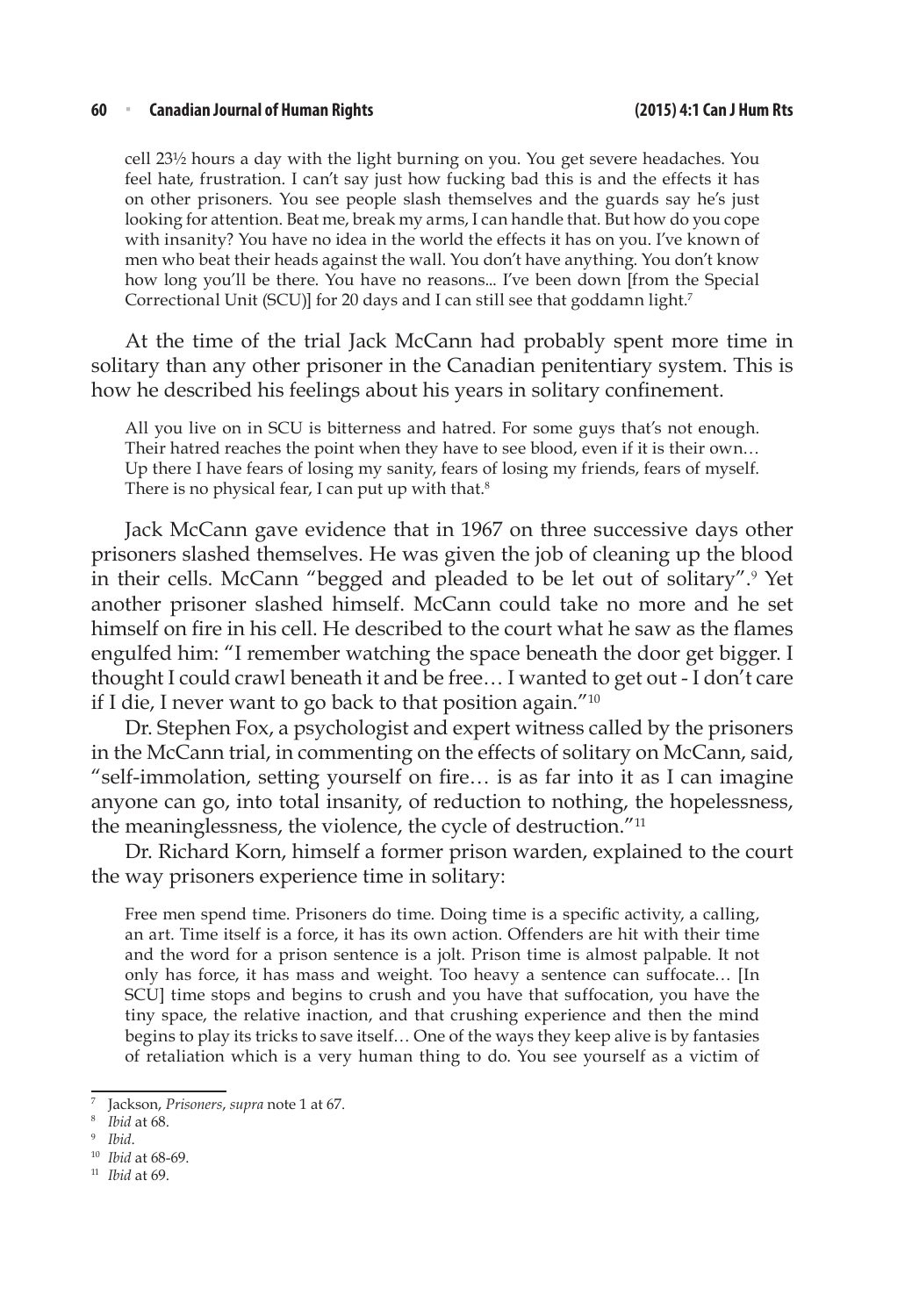> cell 23½ hours a day with the light burning on you. You get severe headaches. You feel hate, frustration. I can't say just how fucking bad this is and the effects it has on other prisoners. You see people slash themselves and the guards say he's just looking for attention. Beat me, break my arms, I can handle that. But how do you cope with insanity? You have no idea in the world the effects it has on you. I've known of men who beat their heads against the wall. You don't have anything. You don't know how long you'll be there. You have no reasons... I've been down [from the Special Correctional Unit (SCU)] for 20 days and I can still see that goddamn light.[7]

At the time of the trial Jack McCann had probably spent more time in solitary than any other prisoner in the Canadian penitentiary system. This is how he described his feelings about his years in solitary confinement.

> All you live on in SCU is bitterness and hatred. For some guys that's not enough. Their hatred reaches the point when they have to see blood, even if it is their own… Up there I have fears of losing my sanity, fears of losing my friends, fears of myself. There is no physical fear, I can put up with that.[8]

Jack McCann gave evidence that in 1967 on three successive days other prisoners slashed themselves. He was given the job of cleaning up the blood in their cells. McCann "begged and pleaded to be let out of solitary".[9] Yet another prisoner slashed himself. McCann could take no more and he set himself on fire in his cell. He described to the court what he saw as the flames engulfed him: "I remember watching the space beneath the door get bigger. I thought I could crawl beneath it and be free… I wanted to get out - I don't care if I die, I never want to go back to that position again."[10]

Dr. Stephen Fox, a psychologist and expert witness called by the prisoners in the McCann trial, in commenting on the effects of solitary on McCann, said, "self-immolation, setting yourself on fire… is as far into it as I can imagine anyone can go, into total insanity, of reduction to nothing, the hopelessness, the meaninglessness, the violence, the cycle of destruction."[11]

Dr. Richard Korn, himself a former prison warden, explained to the court the way prisoners experience time in solitary:

> Free men spend time. Prisoners do time. Doing time is a specific activity, a calling, an art. Time itself is a force, it has its own action. Offenders are hit with their time and the word for a prison sentence is a jolt. Prison time is almost palpable. It not only has force, it has mass and weight. Too heavy a sentence can suffocate… [In SCU] time stops and begins to crush and you have that suffocation, you have the tiny space, the relative inaction, and that crushing experience and then the mind begins to play its tricks to save itself… One of the ways they keep alive is by fantasies of retaliation which is a very human thing to do. You see yourself as a victim of

---

[7] Jackson, *Prisoners*, *supra* note 1 at 67.

[8] *Ibid* at 68.

[9] *Ibid*.

[10] *Ibid* at 68-69.

[11] *Ibid* at 69.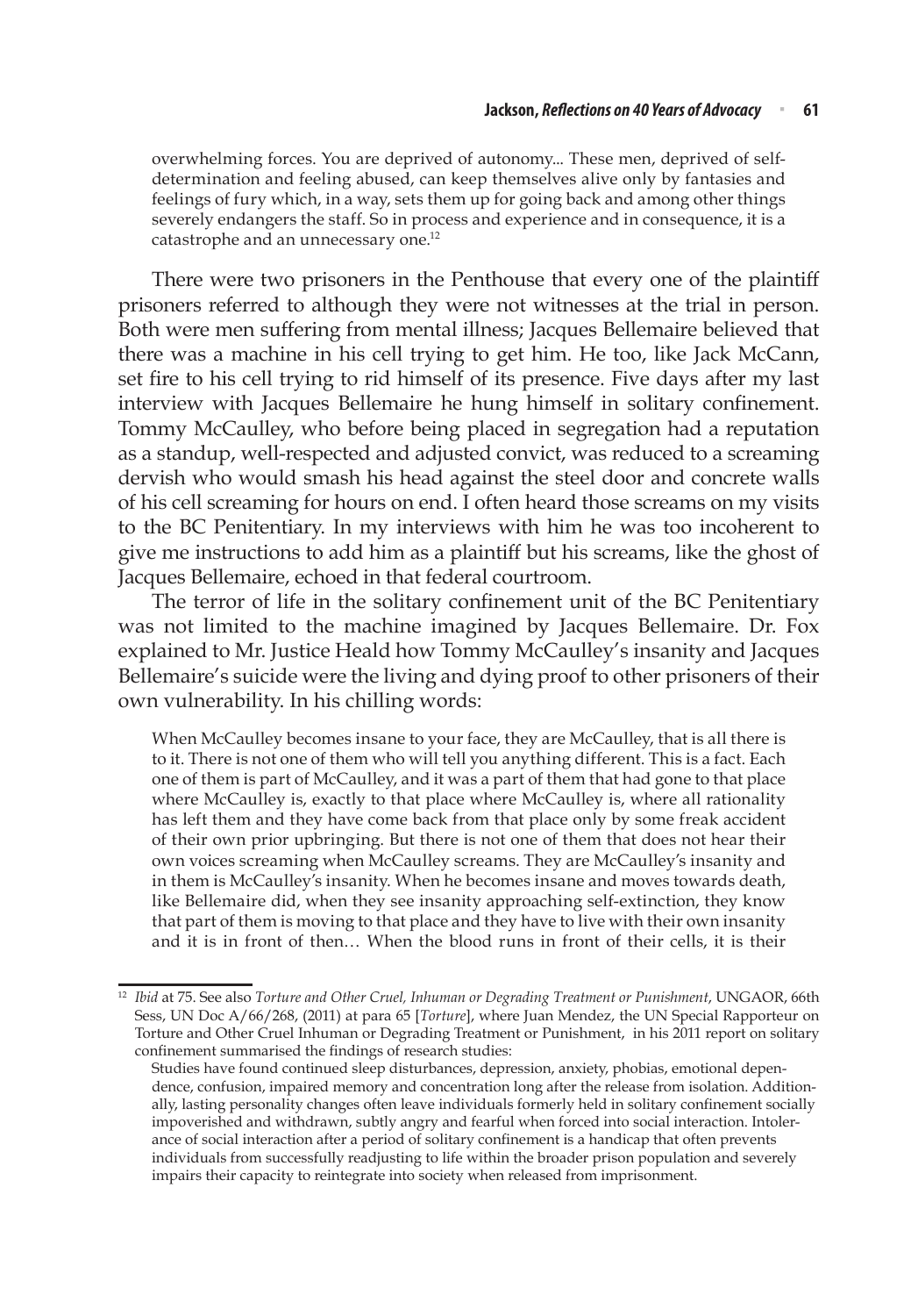> overwhelming forces. You are deprived of autonomy... These men, deprived of self-determination and feeling abused, can keep themselves alive only by fantasies and feelings of fury which, in a way, sets them up for going back and among other things severely endangers the staff. So in process and experience and in consequence, it is a catastrophe and an unnecessary one.[12]

There were two prisoners in the Penthouse that every one of the plaintiff prisoners referred to although they were not witnesses at the trial in person. Both were men suffering from mental illness; Jacques Bellemaire believed that there was a machine in his cell trying to get him. He too, like Jack McCann, set fire to his cell trying to rid himself of its presence. Five days after my last interview with Jacques Bellemaire he hung himself in solitary confinement. Tommy McCaulley, who before being placed in segregation had a reputation as a standup, well-respected and adjusted convict, was reduced to a screaming dervish who would smash his head against the steel door and concrete walls of his cell screaming for hours on end. I often heard those screams on my visits to the BC Penitentiary. In my interviews with him he was too incoherent to give me instructions to add him as a plaintiff but his screams, like the ghost of Jacques Bellemaire, echoed in that federal courtroom.

The terror of life in the solitary confinement unit of the BC Penitentiary was not limited to the machine imagined by Jacques Bellemaire. Dr. Fox explained to Mr. Justice Heald how Tommy McCaulley's insanity and Jacques Bellemaire's suicide were the living and dying proof to other prisoners of their own vulnerability. In his chilling words:

> When McCaulley becomes insane to your face, they are McCaulley, that is all there is to it. There is not one of them who will tell you anything different. This is a fact. Each one of them is part of McCaulley, and it was a part of them that had gone to that place where McCaulley is, exactly to that place where McCaulley is, where all rationality has left them and they have come back from that place only by some freak accident of their own prior upbringing. But there is not one of them that does not hear their own voices screaming when McCaulley screams. They are McCaulley's insanity and in them is McCaulley's insanity. When he becomes insane and moves towards death, like Bellemaire did, when they see insanity approaching self-extinction, they know that part of them is moving to that place and they have to live with their own insanity and it is in front of then… When the blood runs in front of their cells, it is their

---

[12] *Ibid* at 75. See also *Torture and Other Cruel, Inhuman or Degrading Treatment or Punishment*, UNGAOR, 66th Sess, UN Doc A/66/268, (2011) at para 65 [*Torture*], where Juan Mendez, the UN Special Rapporteur on Torture and Other Cruel Inhuman or Degrading Treatment or Punishment, in his 2011 report on solitary confinement summarised the findings of research studies:

> Studies have found continued sleep disturbances, depression, anxiety, phobias, emotional dependence, confusion, impaired memory and concentration long after the release from isolation. Additionally, lasting personality changes often leave individuals formerly held in solitary confinement socially impoverished and withdrawn, subtly angry and fearful when forced into social interaction. Intolerance of social interaction after a period of solitary confinement is a handicap that often prevents individuals from successfully readjusting to life within the broader prison population and severely impairs their capacity to reintegrate into society when released from imprisonment.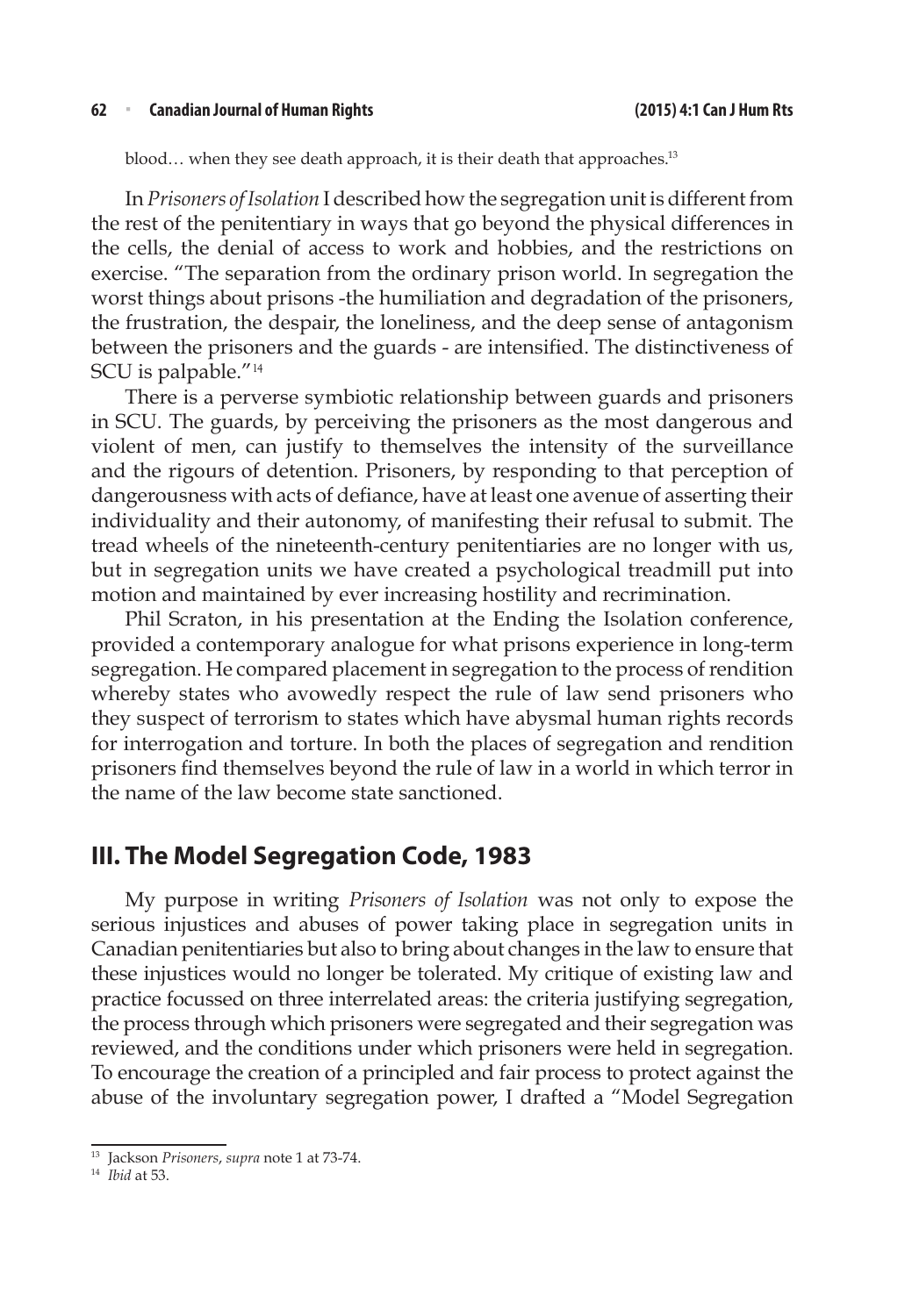blood… when they see death approach, it is their death that approaches.[13]

In *Prisoners of Isolation* I described how the segregation unit is different from the rest of the penitentiary in ways that go beyond the physical differences in the cells, the denial of access to work and hobbies, and the restrictions on exercise. "The separation from the ordinary prison world. In segregation the worst things about prisons -the humiliation and degradation of the prisoners, the frustration, the despair, the loneliness, and the deep sense of antagonism between the prisoners and the guards - are intensified. The distinctiveness of SCU is palpable."[14]

There is a perverse symbiotic relationship between guards and prisoners in SCU. The guards, by perceiving the prisoners as the most dangerous and violent of men, can justify to themselves the intensity of the surveillance and the rigours of detention. Prisoners, by responding to that perception of dangerousness with acts of defiance, have at least one avenue of asserting their individuality and their autonomy, of manifesting their refusal to submit. The tread wheels of the nineteenth-century penitentiaries are no longer with us, but in segregation units we have created a psychological treadmill put into motion and maintained by ever increasing hostility and recrimination.

Phil Scraton, in his presentation at the Ending the Isolation conference, provided a contemporary analogue for what prisons experience in long-term segregation. He compared placement in segregation to the process of rendition whereby states who avowedly respect the rule of law send prisoners who they suspect of terrorism to states which have abysmal human rights records for interrogation and torture. In both the places of segregation and rendition prisoners find themselves beyond the rule of law in a world in which terror in the name of the law become state sanctioned.

## III. The Model Segregation Code, 1983

My purpose in writing *Prisoners of Isolation* was not only to expose the serious injustices and abuses of power taking place in segregation units in Canadian penitentiaries but also to bring about changes in the law to ensure that these injustices would no longer be tolerated. My critique of existing law and practice focussed on three interrelated areas: the criteria justifying segregation, the process through which prisoners were segregated and their segregation was reviewed, and the conditions under which prisoners were held in segregation. To encourage the creation of a principled and fair process to protect against the abuse of the involuntary segregation power, I drafted a "Model Segregation

---

[13] Jackson *Prisoners*, *supra* note 1 at 73-74.

[14] *Ibid* at 53.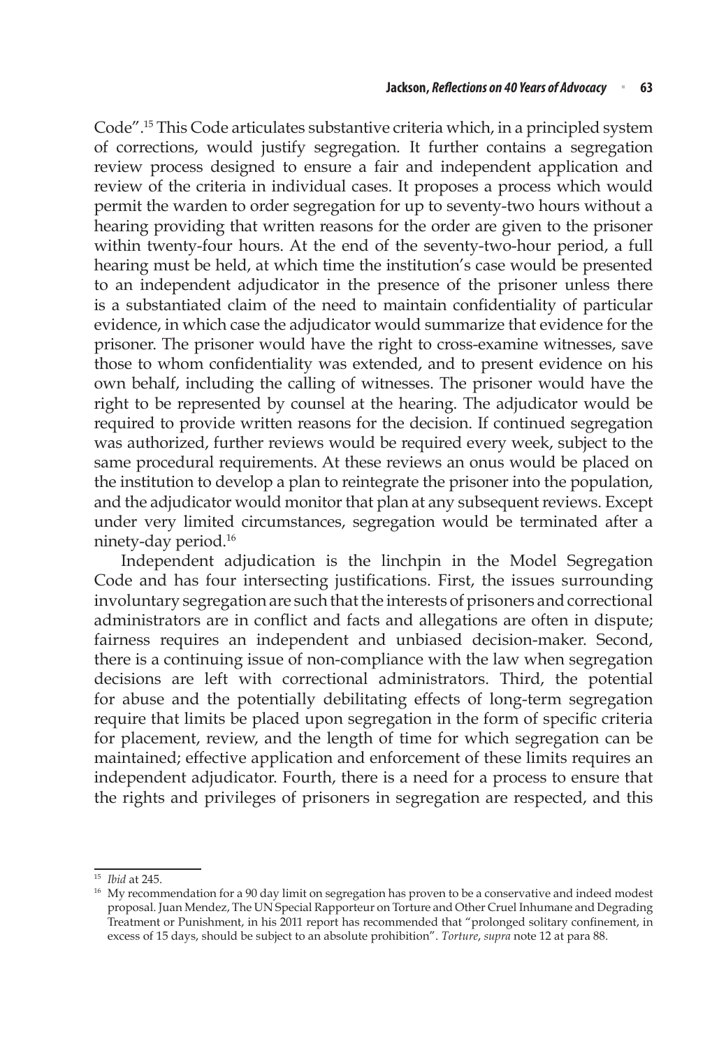Code".[15] This Code articulates substantive criteria which, in a principled system of corrections, would justify segregation. It further contains a segregation review process designed to ensure a fair and independent application and review of the criteria in individual cases. It proposes a process which would permit the warden to order segregation for up to seventy-two hours without a hearing providing that written reasons for the order are given to the prisoner within twenty-four hours. At the end of the seventy-two-hour period, a full hearing must be held, at which time the institution's case would be presented to an independent adjudicator in the presence of the prisoner unless there is a substantiated claim of the need to maintain confidentiality of particular evidence, in which case the adjudicator would summarize that evidence for the prisoner. The prisoner would have the right to cross-examine witnesses, save those to whom confidentiality was extended, and to present evidence on his own behalf, including the calling of witnesses. The prisoner would have the right to be represented by counsel at the hearing. The adjudicator would be required to provide written reasons for the decision. If continued segregation was authorized, further reviews would be required every week, subject to the same procedural requirements. At these reviews an onus would be placed on the institution to develop a plan to reintegrate the prisoner into the population, and the adjudicator would monitor that plan at any subsequent reviews. Except under very limited circumstances, segregation would be terminated after a ninety-day period.[16]

Independent adjudication is the linchpin in the Model Segregation Code and has four intersecting justifications. First, the issues surrounding involuntary segregation are such that the interests of prisoners and correctional administrators are in conflict and facts and allegations are often in dispute; fairness requires an independent and unbiased decision-maker. Second, there is a continuing issue of non-compliance with the law when segregation decisions are left with correctional administrators. Third, the potential for abuse and the potentially debilitating effects of long-term segregation require that limits be placed upon segregation in the form of specific criteria for placement, review, and the length of time for which segregation can be maintained; effective application and enforcement of these limits requires an independent adjudicator. Fourth, there is a need for a process to ensure that the rights and privileges of prisoners in segregation are respected, and this

---

[15] *Ibid* at 245.

[16] My recommendation for a 90 day limit on segregation has proven to be a conservative and indeed modest proposal. Juan Mendez, The UN Special Rapporteur on Torture and Other Cruel Inhumane and Degrading Treatment or Punishment, in his 2011 report has recommended that "prolonged solitary confinement, in excess of 15 days, should be subject to an absolute prohibition". *Torture*, *supra* note 12 at para 88.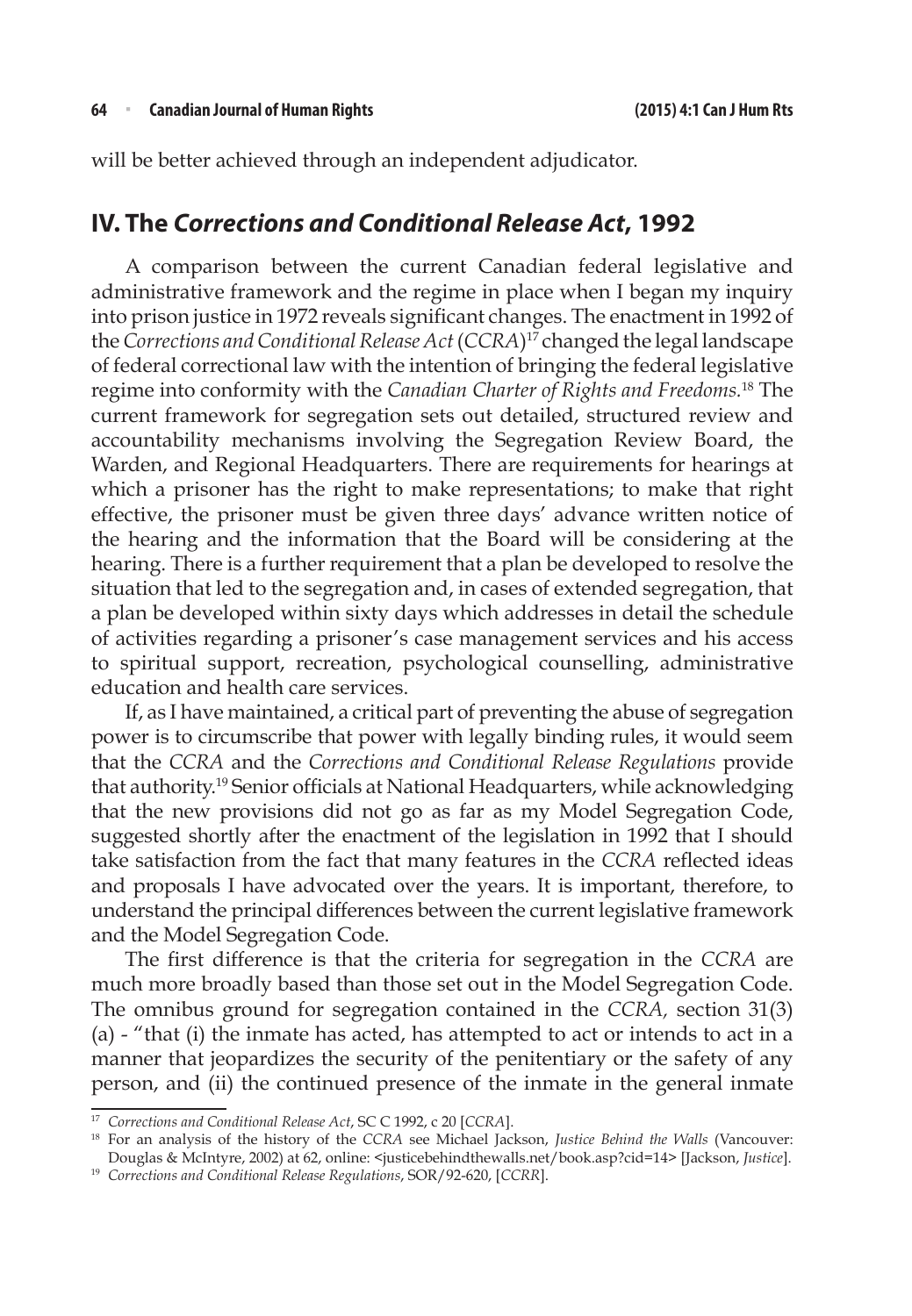will be better achieved through an independent adjudicator.

## IV. The *Corrections and Conditional Release Act*, 1992

A comparison between the current Canadian federal legislative and administrative framework and the regime in place when I began my inquiry into prison justice in 1972 reveals significant changes. The enactment in 1992 of the *Corrections and Conditional Release Act* (*CCRA*)[17] changed the legal landscape of federal correctional law with the intention of bringing the federal legislative regime into conformity with the *Canadian Charter of Rights and Freedoms.*[18] The current framework for segregation sets out detailed, structured review and accountability mechanisms involving the Segregation Review Board, the Warden, and Regional Headquarters. There are requirements for hearings at which a prisoner has the right to make representations; to make that right effective, the prisoner must be given three days' advance written notice of the hearing and the information that the Board will be considering at the hearing. There is a further requirement that a plan be developed to resolve the situation that led to the segregation and, in cases of extended segregation, that a plan be developed within sixty days which addresses in detail the schedule of activities regarding a prisoner's case management services and his access to spiritual support, recreation, psychological counselling, administrative education and health care services.

If, as I have maintained, a critical part of preventing the abuse of segregation power is to circumscribe that power with legally binding rules, it would seem that the *CCRA* and the *Corrections and Conditional Release Regulations* provide that authority.[19] Senior officials at National Headquarters, while acknowledging that the new provisions did not go as far as my Model Segregation Code, suggested shortly after the enactment of the legislation in 1992 that I should take satisfaction from the fact that many features in the *CCRA* reflected ideas and proposals I have advocated over the years. It is important, therefore, to understand the principal differences between the current legislative framework and the Model Segregation Code.

The first difference is that the criteria for segregation in the *CCRA* are much more broadly based than those set out in the Model Segregation Code. The omnibus ground for segregation contained in the *CCRA,* section 31(3)(a) - "that (i) the inmate has acted, has attempted to act or intends to act in a manner that jeopardizes the security of the penitentiary or the safety of any person, and (ii) the continued presence of the inmate in the general inmate

---

[17] *Corrections and Conditional Release Act*, SC C 1992, c 20 [*CCRA*].

[18] For an analysis of the history of the *CCRA* see Michael Jackson, *Justice Behind the Walls* (Vancouver: Douglas & McIntyre, 2002) at 62, online: <justicebehindthewalls.net/book.asp?cid=14> [Jackson, *Justice*].

[19] *Corrections and Conditional Release Regulations*, SOR/92-620, [*CCRR*].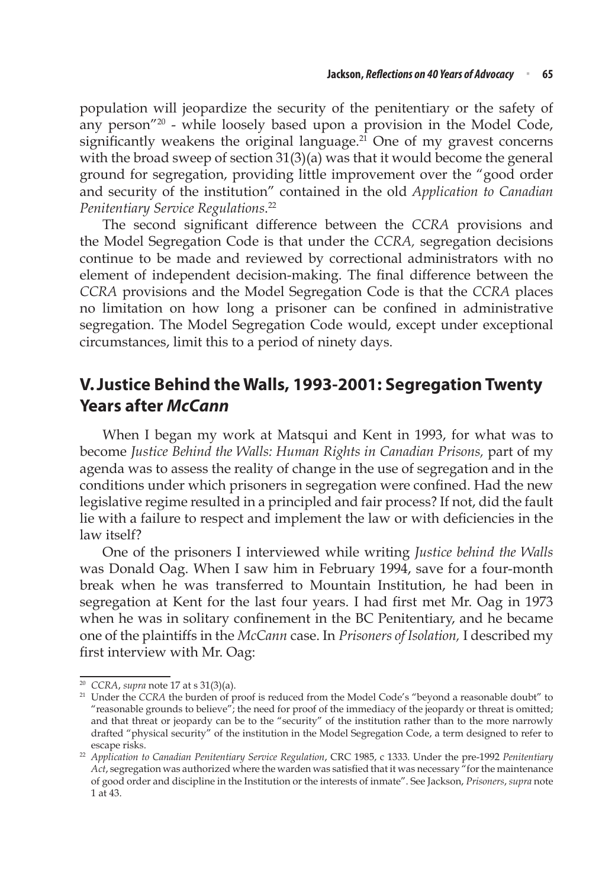population will jeopardize the security of the penitentiary or the safety of any person"[20] - while loosely based upon a provision in the Model Code, significantly weakens the original language.[21] One of my gravest concerns with the broad sweep of section 31(3)(a) was that it would become the general ground for segregation, providing little improvement over the "good order and security of the institution" contained in the old *Application to Canadian Penitentiary Service Regulations*.[22]

The second significant difference between the *CCRA* provisions and the Model Segregation Code is that under the *CCRA,* segregation decisions continue to be made and reviewed by correctional administrators with no element of independent decision-making. The final difference between the *CCRA* provisions and the Model Segregation Code is that the *CCRA* places no limitation on how long a prisoner can be confined in administrative segregation. The Model Segregation Code would, except under exceptional circumstances, limit this to a period of ninety days.

## V. Justice Behind the Walls, 1993-2001: Segregation Twenty Years after *McCann*

When I began my work at Matsqui and Kent in 1993, for what was to become *Justice Behind the Walls: Human Rights in Canadian Prisons,* part of my agenda was to assess the reality of change in the use of segregation and in the conditions under which prisoners in segregation were confined. Had the new legislative regime resulted in a principled and fair process? If not, did the fault lie with a failure to respect and implement the law or with deficiencies in the law itself?

One of the prisoners I interviewed while writing *Justice behind the Walls* was Donald Oag. When I saw him in February 1994, save for a four-month break when he was transferred to Mountain Institution, he had been in segregation at Kent for the last four years. I had first met Mr. Oag in 1973 when he was in solitary confinement in the BC Penitentiary, and he became one of the plaintiffs in the *McCann* case. In *Prisoners of Isolation,* I described my first interview with Mr. Oag:

---

[20] *CCRA*, *supra* note 17 at s 31(3)(a).

[21] Under the *CCRA* the burden of proof is reduced from the Model Code's "beyond a reasonable doubt" to "reasonable grounds to believe"; the need for proof of the immediacy of the jeopardy or threat is omitted; and that threat or jeopardy can be to the "security" of the institution rather than to the more narrowly drafted "physical security" of the institution in the Model Segregation Code, a term designed to refer to escape risks.

[22] *Application to Canadian Penitentiary Service Regulation*, CRC 1985, c 1333. Under the pre-1992 *Penitentiary Act*, segregation was authorized where the warden was satisfied that it was necessary "for the maintenance of good order and discipline in the Institution or the interests of inmate". See Jackson, *Prisoners*, *supra* note 1 at 43.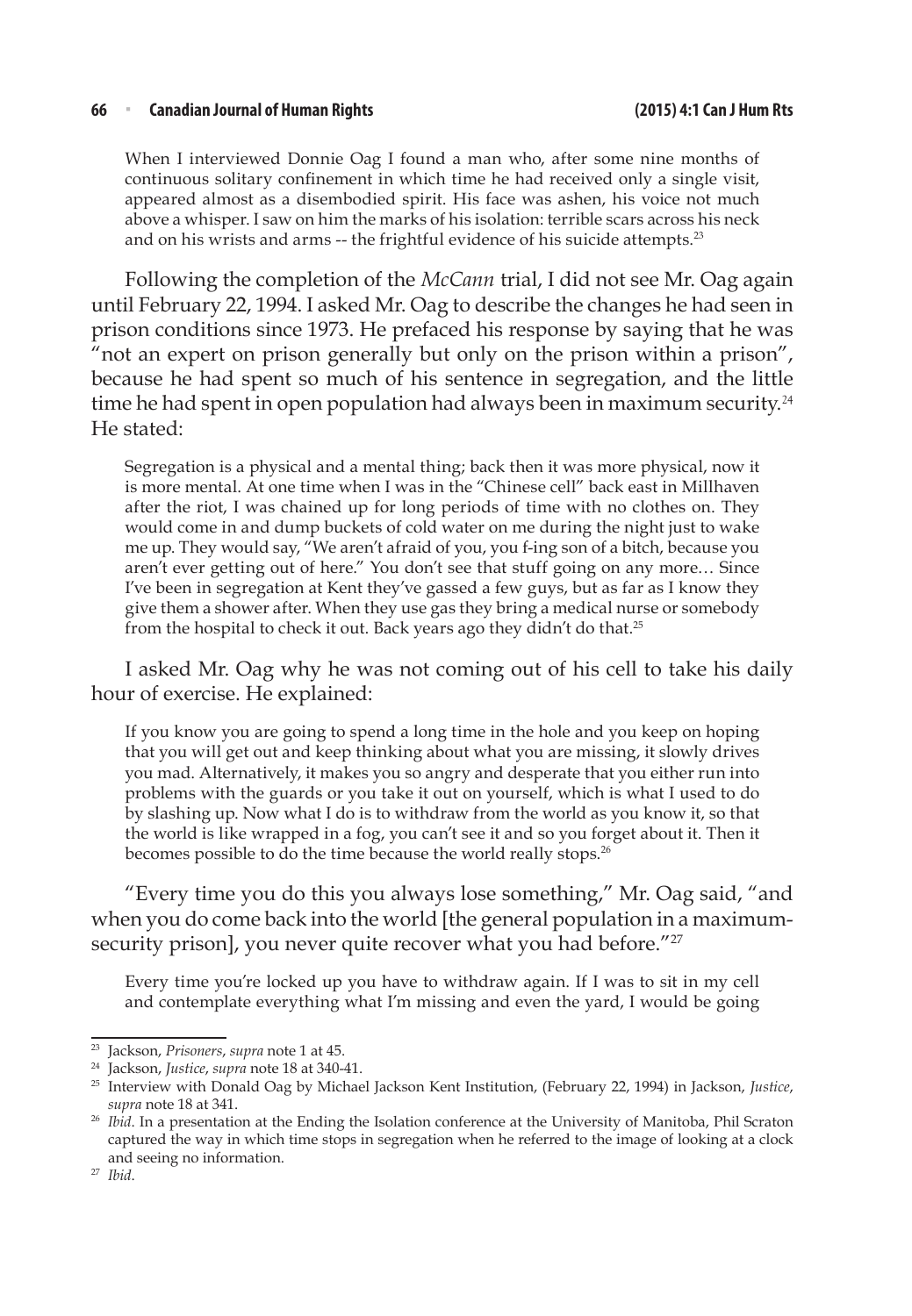> When I interviewed Donnie Oag I found a man who, after some nine months of continuous solitary confinement in which time he had received only a single visit, appeared almost as a disembodied spirit. His face was ashen, his voice not much above a whisper. I saw on him the marks of his isolation: terrible scars across his neck and on his wrists and arms -- the frightful evidence of his suicide attempts.[23]

Following the completion of the *McCann* trial, I did not see Mr. Oag again until February 22, 1994. I asked Mr. Oag to describe the changes he had seen in prison conditions since 1973. He prefaced his response by saying that he was "not an expert on prison generally but only on the prison within a prison", because he had spent so much of his sentence in segregation, and the little time he had spent in open population had always been in maximum security.[24] He stated:

> Segregation is a physical and a mental thing; back then it was more physical, now it is more mental. At one time when I was in the "Chinese cell" back east in Millhaven after the riot, I was chained up for long periods of time with no clothes on. They would come in and dump buckets of cold water on me during the night just to wake me up. They would say, "We aren't afraid of you, you f-ing son of a bitch, because you aren't ever getting out of here." You don't see that stuff going on any more… Since I've been in segregation at Kent they've gassed a few guys, but as far as I know they give them a shower after. When they use gas they bring a medical nurse or somebody from the hospital to check it out. Back years ago they didn't do that.[25]

I asked Mr. Oag why he was not coming out of his cell to take his daily hour of exercise. He explained:

> If you know you are going to spend a long time in the hole and you keep on hoping that you will get out and keep thinking about what you are missing, it slowly drives you mad. Alternatively, it makes you so angry and desperate that you either run into problems with the guards or you take it out on yourself, which is what I used to do by slashing up. Now what I do is to withdraw from the world as you know it, so that the world is like wrapped in a fog, you can't see it and so you forget about it. Then it becomes possible to do the time because the world really stops.[26]

"Every time you do this you always lose something," Mr. Oag said, "and when you do come back into the world [the general population in a maximum-security prison], you never quite recover what you had before."[27]

> Every time you're locked up you have to withdraw again. If I was to sit in my cell and contemplate everything what I'm missing and even the yard, I would be going

---

23 Jackson, *Prisoners*, *supra* note 1 at 45.

24 Jackson, *Justice*, *supra* note 18 at 340-41.

25 Interview with Donald Oag by Michael Jackson Kent Institution, (February 22, 1994) in Jackson, *Justice*, *supra* note 18 at 341.

26 *Ibid*. In a presentation at the Ending the Isolation conference at the University of Manitoba, Phil Scraton captured the way in which time stops in segregation when he referred to the image of looking at a clock and seeing no information.

27 *Ibid*.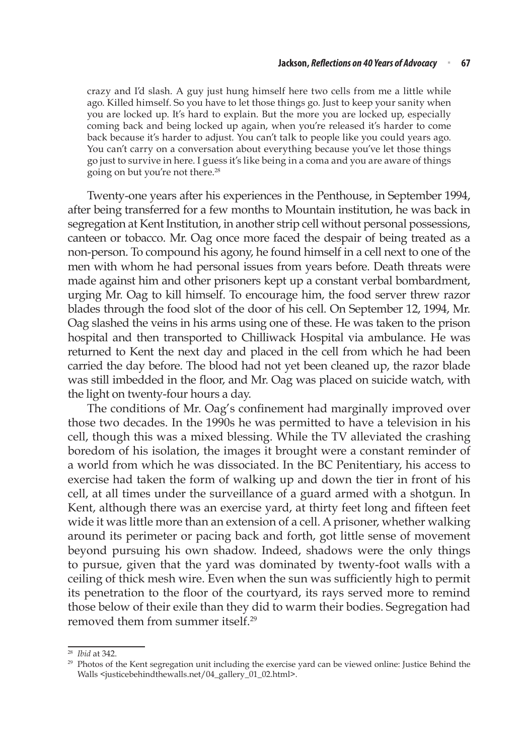> crazy and I'd slash. A guy just hung himself here two cells from me a little while ago. Killed himself. So you have to let those things go. Just to keep your sanity when you are locked up. It's hard to explain. But the more you are locked up, especially coming back and being locked up again, when you're released it's harder to come back because it's harder to adjust. You can't talk to people like you could years ago. You can't carry on a conversation about everything because you've let those things go just to survive in here. I guess it's like being in a coma and you are aware of things going on but you're not there.[28]

Twenty-one years after his experiences in the Penthouse, in September 1994, after being transferred for a few months to Mountain institution, he was back in segregation at Kent Institution, in another strip cell without personal possessions, canteen or tobacco. Mr. Oag once more faced the despair of being treated as a non-person. To compound his agony, he found himself in a cell next to one of the men with whom he had personal issues from years before. Death threats were made against him and other prisoners kept up a constant verbal bombardment, urging Mr. Oag to kill himself. To encourage him, the food server threw razor blades through the food slot of the door of his cell. On September 12, 1994, Mr. Oag slashed the veins in his arms using one of these. He was taken to the prison hospital and then transported to Chilliwack Hospital via ambulance. He was returned to Kent the next day and placed in the cell from which he had been carried the day before. The blood had not yet been cleaned up, the razor blade was still imbedded in the floor, and Mr. Oag was placed on suicide watch, with the light on twenty-four hours a day.

The conditions of Mr. Oag's confinement had marginally improved over those two decades. In the 1990s he was permitted to have a television in his cell, though this was a mixed blessing. While the TV alleviated the crashing boredom of his isolation, the images it brought were a constant reminder of a world from which he was dissociated. In the BC Penitentiary, his access to exercise had taken the form of walking up and down the tier in front of his cell, at all times under the surveillance of a guard armed with a shotgun. In Kent, although there was an exercise yard, at thirty feet long and fifteen feet wide it was little more than an extension of a cell. A prisoner, whether walking around its perimeter or pacing back and forth, got little sense of movement beyond pursuing his own shadow. Indeed, shadows were the only things to pursue, given that the yard was dominated by twenty-foot walls with a ceiling of thick mesh wire. Even when the sun was sufficiently high to permit its penetration to the floor of the courtyard, its rays served more to remind those below of their exile than they did to warm their bodies. Segregation had removed them from summer itself.[29]

---

[28] *Ibid* at 342.

[29] Photos of the Kent segregation unit including the exercise yard can be viewed online: Justice Behind the Walls <justicebehindthewalls.net/04_gallery_01_02.html>.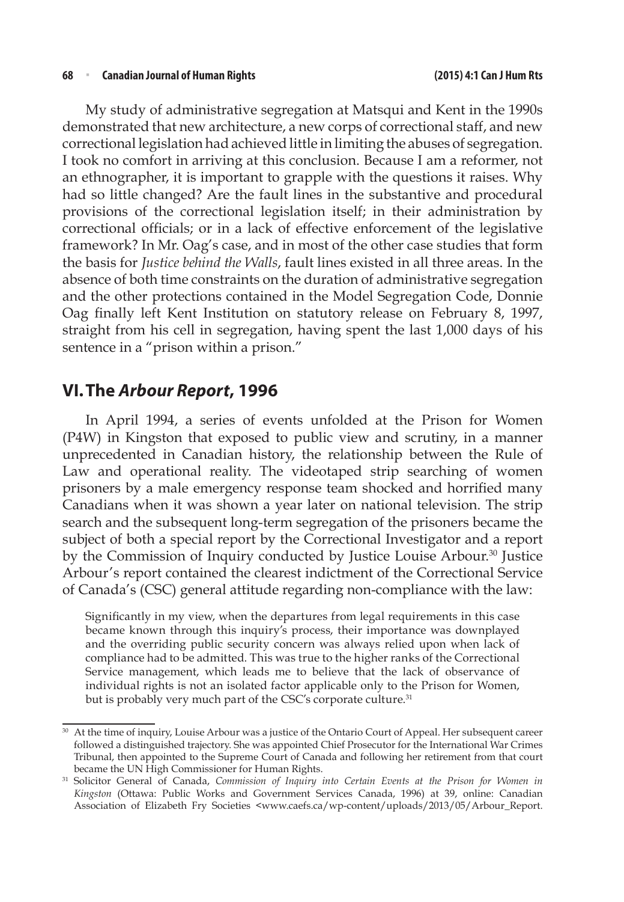My study of administrative segregation at Matsqui and Kent in the 1990s demonstrated that new architecture, a new corps of correctional staff, and new correctional legislation had achieved little in limiting the abuses of segregation. I took no comfort in arriving at this conclusion. Because I am a reformer, not an ethnographer, it is important to grapple with the questions it raises. Why had so little changed? Are the fault lines in the substantive and procedural provisions of the correctional legislation itself; in their administration by correctional officials; or in a lack of effective enforcement of the legislative framework? In Mr. Oag's case, and in most of the other case studies that form the basis for *Justice behind the Walls*, fault lines existed in all three areas. In the absence of both time constraints on the duration of administrative segregation and the other protections contained in the Model Segregation Code, Donnie Oag finally left Kent Institution on statutory release on February 8, 1997, straight from his cell in segregation, having spent the last 1,000 days of his sentence in a "prison within a prison."

## VI. The *Arbour Report*, 1996

In April 1994, a series of events unfolded at the Prison for Women (P4W) in Kingston that exposed to public view and scrutiny, in a manner unprecedented in Canadian history, the relationship between the Rule of Law and operational reality. The videotaped strip searching of women prisoners by a male emergency response team shocked and horrified many Canadians when it was shown a year later on national television. The strip search and the subsequent long-term segregation of the prisoners became the subject of both a special report by the Correctional Investigator and a report by the Commission of Inquiry conducted by Justice Louise Arbour.[30] Justice Arbour's report contained the clearest indictment of the Correctional Service of Canada's (CSC) general attitude regarding non-compliance with the law:

> Significantly in my view, when the departures from legal requirements in this case became known through this inquiry's process, their importance was downplayed and the overriding public security concern was always relied upon when lack of compliance had to be admitted. This was true to the higher ranks of the Correctional Service management, which leads me to believe that the lack of observance of individual rights is not an isolated factor applicable only to the Prison for Women, but is probably very much part of the CSC's corporate culture.[31]

---

[30] At the time of inquiry, Louise Arbour was a justice of the Ontario Court of Appeal. Her subsequent career followed a distinguished trajectory. She was appointed Chief Prosecutor for the International War Crimes Tribunal, then appointed to the Supreme Court of Canada and following her retirement from that court became the UN High Commissioner for Human Rights.

[31] Solicitor General of Canada, *Commission of Inquiry into Certain Events at the Prison for Women in Kingston* (Ottawa: Public Works and Government Services Canada, 1996) at 39, online: Canadian Association of Elizabeth Fry Societies <www.caefs.ca/wp-content/uploads/2013/05/Arbour_Report.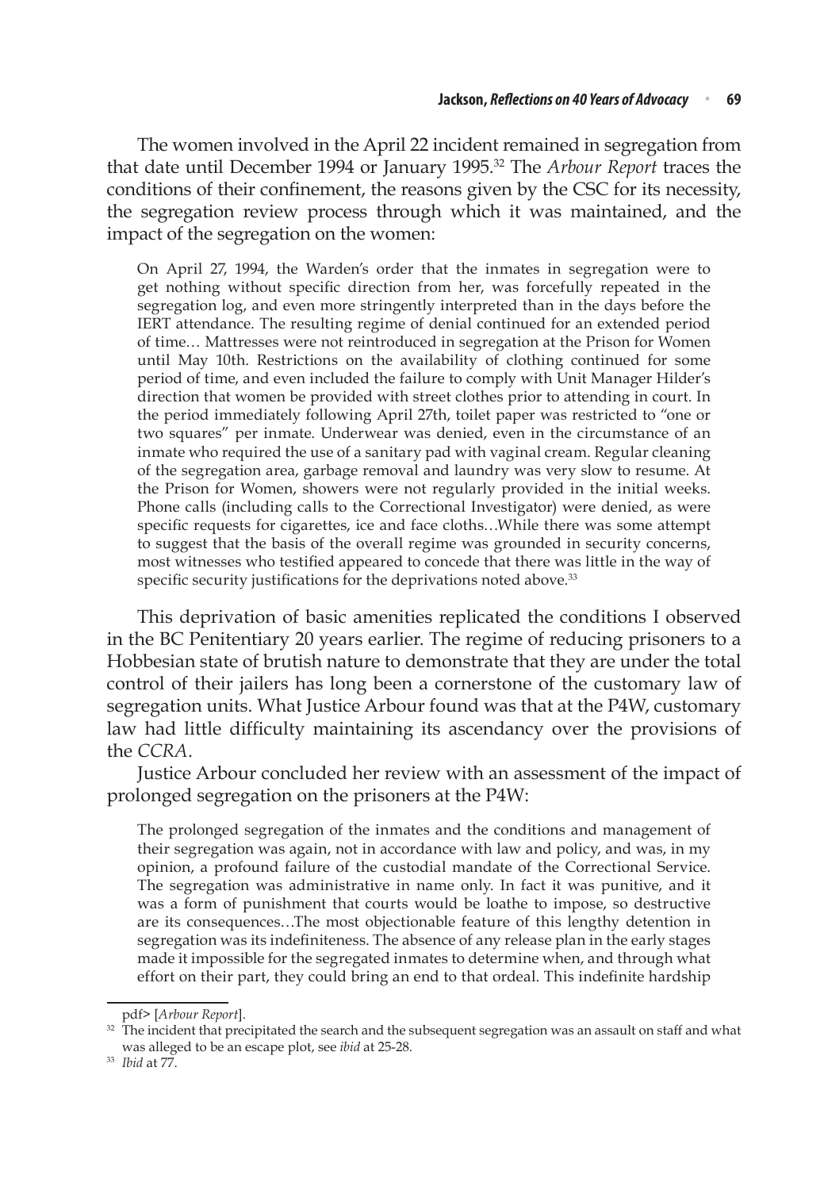The women involved in the April 22 incident remained in segregation from that date until December 1994 or January 1995.[32] The *Arbour Report* traces the conditions of their confinement, the reasons given by the CSC for its necessity, the segregation review process through which it was maintained, and the impact of the segregation on the women:

> On April 27, 1994, the Warden's order that the inmates in segregation were to get nothing without specific direction from her, was forcefully repeated in the segregation log, and even more stringently interpreted than in the days before the IERT attendance. The resulting regime of denial continued for an extended period of time… Mattresses were not reintroduced in segregation at the Prison for Women until May 10th. Restrictions on the availability of clothing continued for some period of time, and even included the failure to comply with Unit Manager Hilder's direction that women be provided with street clothes prior to attending in court. In the period immediately following April 27th, toilet paper was restricted to "one or two squares" per inmate. Underwear was denied, even in the circumstance of an inmate who required the use of a sanitary pad with vaginal cream. Regular cleaning of the segregation area, garbage removal and laundry was very slow to resume. At the Prison for Women, showers were not regularly provided in the initial weeks. Phone calls (including calls to the Correctional Investigator) were denied, as were specific requests for cigarettes, ice and face cloths…While there was some attempt to suggest that the basis of the overall regime was grounded in security concerns, most witnesses who testified appeared to concede that there was little in the way of specific security justifications for the deprivations noted above.[33]

This deprivation of basic amenities replicated the conditions I observed in the BC Penitentiary 20 years earlier. The regime of reducing prisoners to a Hobbesian state of brutish nature to demonstrate that they are under the total control of their jailers has long been a cornerstone of the customary law of segregation units. What Justice Arbour found was that at the P4W, customary law had little difficulty maintaining its ascendancy over the provisions of the *CCRA*.

Justice Arbour concluded her review with an assessment of the impact of prolonged segregation on the prisoners at the P4W:

> The prolonged segregation of the inmates and the conditions and management of their segregation was again, not in accordance with law and policy, and was, in my opinion, a profound failure of the custodial mandate of the Correctional Service. The segregation was administrative in name only. In fact it was punitive, and it was a form of punishment that courts would be loathe to impose, so destructive are its consequences…The most objectionable feature of this lengthy detention in segregation was its indefiniteness. The absence of any release plan in the early stages made it impossible for the segregated inmates to determine when, and through what effort on their part, they could bring an end to that ordeal. This indefinite hardship

pdf> [*Arbour Report*].

[32] The incident that precipitated the search and the subsequent segregation was an assault on staff and what was alleged to be an escape plot, see *ibid* at 25-28.

[33] *Ibid* at 77.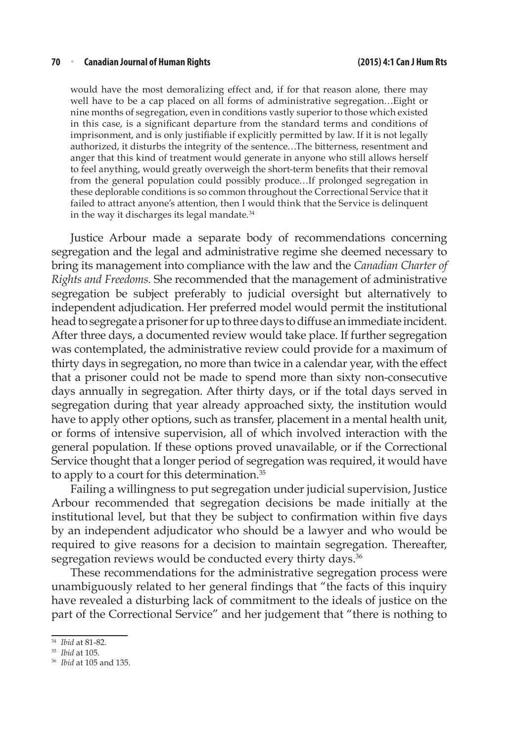> would have the most demoralizing effect and, if for that reason alone, there may well have to be a cap placed on all forms of administrative segregation…Eight or nine months of segregation, even in conditions vastly superior to those which existed in this case, is a significant departure from the standard terms and conditions of imprisonment, and is only justifiable if explicitly permitted by law. If it is not legally authorized, it disturbs the integrity of the sentence…The bitterness, resentment and anger that this kind of treatment would generate in anyone who still allows herself to feel anything, would greatly overweigh the short-term benefits that their removal from the general population could possibly produce…If prolonged segregation in these deplorable conditions is so common throughout the Correctional Service that it failed to attract anyone's attention, then I would think that the Service is delinquent in the way it discharges its legal mandate.[34]

Justice Arbour made a separate body of recommendations concerning segregation and the legal and administrative regime she deemed necessary to bring its management into compliance with the law and the *Canadian Charter of Rights and Freedoms.* She recommended that the management of administrative segregation be subject preferably to judicial oversight but alternatively to independent adjudication. Her preferred model would permit the institutional head to segregate a prisoner for up to three days to diffuse an immediate incident. After three days, a documented review would take place. If further segregation was contemplated, the administrative review could provide for a maximum of thirty days in segregation, no more than twice in a calendar year, with the effect that a prisoner could not be made to spend more than sixty non-consecutive days annually in segregation. After thirty days, or if the total days served in segregation during that year already approached sixty, the institution would have to apply other options, such as transfer, placement in a mental health unit, or forms of intensive supervision, all of which involved interaction with the general population. If these options proved unavailable, or if the Correctional Service thought that a longer period of segregation was required, it would have to apply to a court for this determination.[35]

Failing a willingness to put segregation under judicial supervision, Justice Arbour recommended that segregation decisions be made initially at the institutional level, but that they be subject to confirmation within five days by an independent adjudicator who should be a lawyer and who would be required to give reasons for a decision to maintain segregation. Thereafter, segregation reviews would be conducted every thirty days.[36]

These recommendations for the administrative segregation process were unambiguously related to her general findings that "the facts of this inquiry have revealed a disturbing lack of commitment to the ideals of justice on the part of the Correctional Service" and her judgement that "there is nothing to

---

[34] *Ibid* at 81-82.

[35] *Ibid* at 105.

[36] *Ibid* at 105 and 135.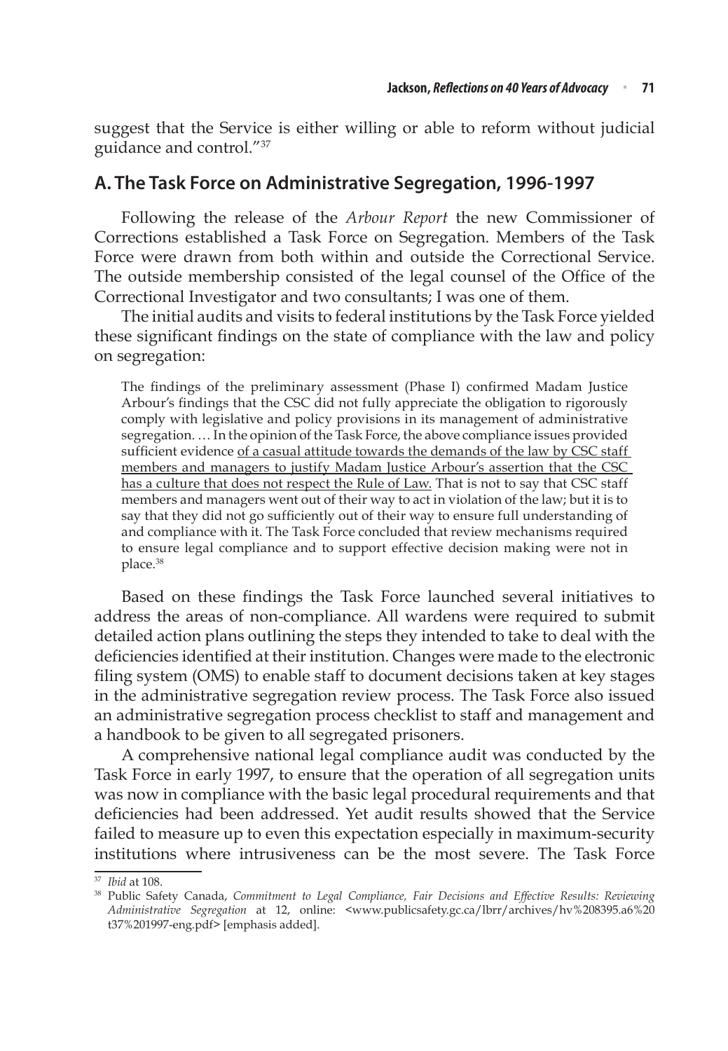suggest that the Service is either willing or able to reform without judicial guidance and control."[37]

## A. The Task Force on Administrative Segregation, 1996-1997

Following the release of the *Arbour Report* the new Commissioner of Corrections established a Task Force on Segregation. Members of the Task Force were drawn from both within and outside the Correctional Service. The outside membership consisted of the legal counsel of the Office of the Correctional Investigator and two consultants; I was one of them.

The initial audits and visits to federal institutions by the Task Force yielded these significant findings on the state of compliance with the law and policy on segregation:

> The findings of the preliminary assessment (Phase I) confirmed Madam Justice Arbour's findings that the CSC did not fully appreciate the obligation to rigorously comply with legislative and policy provisions in its management of administrative segregation. … In the opinion of the Task Force, the above compliance issues provided sufficient evidence <u>of a casual attitude towards the demands of the law by CSC staff members and managers to justify Madam Justice Arbour's assertion that the CSC has a culture that does not respect the Rule of Law.</u> That is not to say that CSC staff members and managers went out of their way to act in violation of the law; but it is to say that they did not go sufficiently out of their way to ensure full understanding of and compliance with it. The Task Force concluded that review mechanisms required to ensure legal compliance and to support effective decision making were not in place.[38]

Based on these findings the Task Force launched several initiatives to address the areas of non-compliance. All wardens were required to submit detailed action plans outlining the steps they intended to take to deal with the deficiencies identified at their institution. Changes were made to the electronic filing system (OMS) to enable staff to document decisions taken at key stages in the administrative segregation review process. The Task Force also issued an administrative segregation process checklist to staff and management and a handbook to be given to all segregated prisoners.

A comprehensive national legal compliance audit was conducted by the Task Force in early 1997, to ensure that the operation of all segregation units was now in compliance with the basic legal procedural requirements and that deficiencies had been addressed. Yet audit results showed that the Service failed to measure up to even this expectation especially in maximum-security institutions where intrusiveness can be the most severe. The Task Force

---

[37] *Ibid* at 108.

[38] Public Safety Canada, *Commitment to Legal Compliance, Fair Decisions and Effective Results: Reviewing Administrative Segregation* at 12, online: <www.publicsafety.gc.ca/lbrr/archives/hv%208395.a6%20t37%201997-eng.pdf> [emphasis added].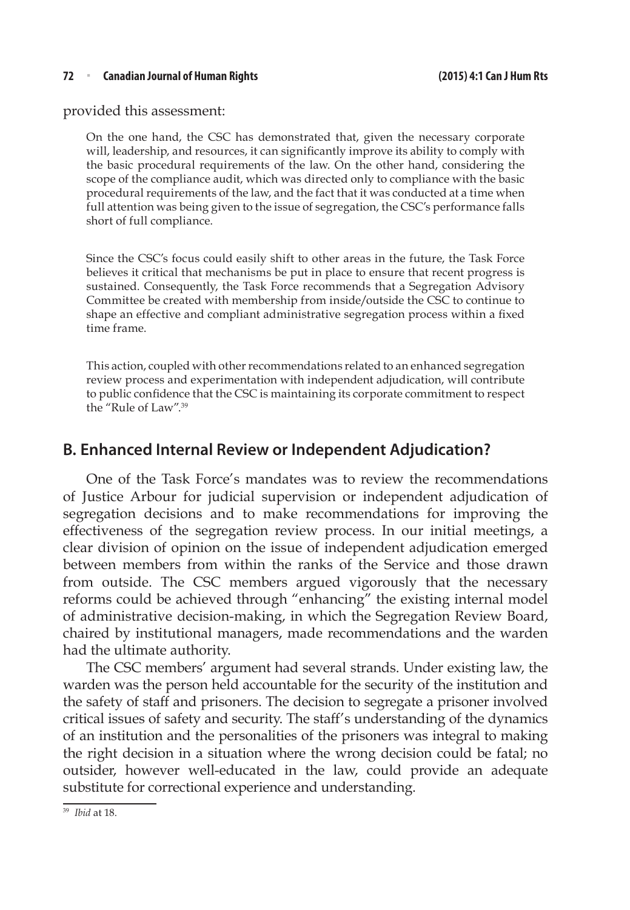provided this assessment:

> On the one hand, the CSC has demonstrated that, given the necessary corporate will, leadership, and resources, it can significantly improve its ability to comply with the basic procedural requirements of the law. On the other hand, considering the scope of the compliance audit, which was directed only to compliance with the basic procedural requirements of the law, and the fact that it was conducted at a time when full attention was being given to the issue of segregation, the CSC's performance falls short of full compliance.
>
> Since the CSC's focus could easily shift to other areas in the future, the Task Force believes it critical that mechanisms be put in place to ensure that recent progress is sustained. Consequently, the Task Force recommends that a Segregation Advisory Committee be created with membership from inside/outside the CSC to continue to shape an effective and compliant administrative segregation process within a fixed time frame.
>
> This action, coupled with other recommendations related to an enhanced segregation review process and experimentation with independent adjudication, will contribute to public confidence that the CSC is maintaining its corporate commitment to respect the "Rule of Law".[39]

## B. Enhanced Internal Review or Independent Adjudication?

One of the Task Force's mandates was to review the recommendations of Justice Arbour for judicial supervision or independent adjudication of segregation decisions and to make recommendations for improving the effectiveness of the segregation review process. In our initial meetings, a clear division of opinion on the issue of independent adjudication emerged between members from within the ranks of the Service and those drawn from outside. The CSC members argued vigorously that the necessary reforms could be achieved through "enhancing" the existing internal model of administrative decision-making, in which the Segregation Review Board, chaired by institutional managers, made recommendations and the warden had the ultimate authority.

The CSC members' argument had several strands. Under existing law, the warden was the person held accountable for the security of the institution and the safety of staff and prisoners. The decision to segregate a prisoner involved critical issues of safety and security. The staff's understanding of the dynamics of an institution and the personalities of the prisoners was integral to making the right decision in a situation where the wrong decision could be fatal; no outsider, however well-educated in the law, could provide an adequate substitute for correctional experience and understanding.

---

[39] *Ibid* at 18.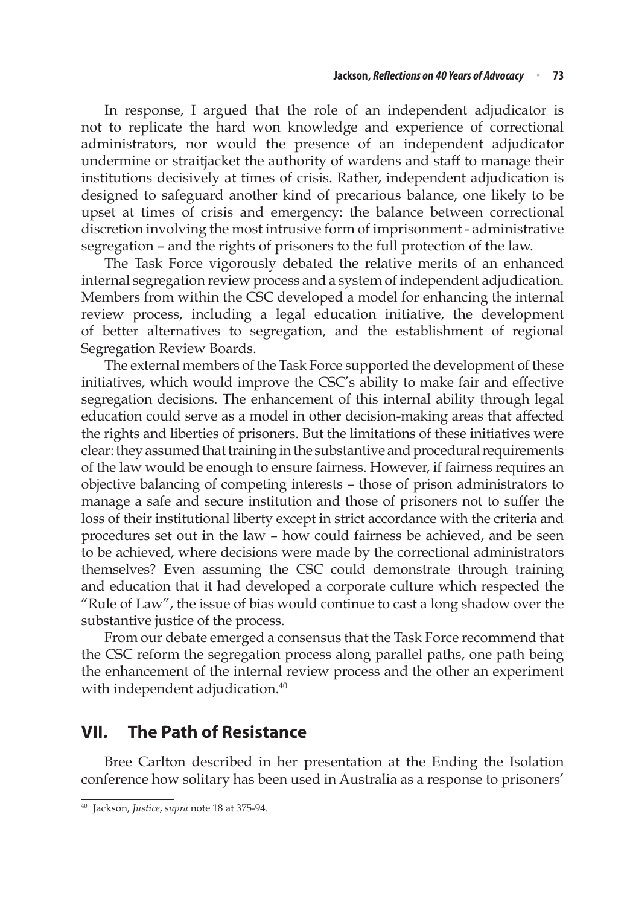In response, I argued that the role of an independent adjudicator is not to replicate the hard won knowledge and experience of correctional administrators, nor would the presence of an independent adjudicator undermine or straitjacket the authority of wardens and staff to manage their institutions decisively at times of crisis. Rather, independent adjudication is designed to safeguard another kind of precarious balance, one likely to be upset at times of crisis and emergency: the balance between correctional discretion involving the most intrusive form of imprisonment - administrative segregation – and the rights of prisoners to the full protection of the law.

The Task Force vigorously debated the relative merits of an enhanced internal segregation review process and a system of independent adjudication. Members from within the CSC developed a model for enhancing the internal review process, including a legal education initiative, the development of better alternatives to segregation, and the establishment of regional Segregation Review Boards.

The external members of the Task Force supported the development of these initiatives, which would improve the CSC's ability to make fair and effective segregation decisions. The enhancement of this internal ability through legal education could serve as a model in other decision-making areas that affected the rights and liberties of prisoners. But the limitations of these initiatives were clear: they assumed that training in the substantive and procedural requirements of the law would be enough to ensure fairness. However, if fairness requires an objective balancing of competing interests – those of prison administrators to manage a safe and secure institution and those of prisoners not to suffer the loss of their institutional liberty except in strict accordance with the criteria and procedures set out in the law – how could fairness be achieved, and be seen to be achieved, where decisions were made by the correctional administrators themselves? Even assuming the CSC could demonstrate through training and education that it had developed a corporate culture which respected the "Rule of Law", the issue of bias would continue to cast a long shadow over the substantive justice of the process.

From our debate emerged a consensus that the Task Force recommend that the CSC reform the segregation process along parallel paths, one path being the enhancement of the internal review process and the other an experiment with independent adjudication.[40]

## VII. The Path of Resistance

Bree Carlton described in her presentation at the Ending the Isolation conference how solitary has been used in Australia as a response to prisoners'

---

[40] Jackson, *Justice*, *supra* note 18 at 375-94.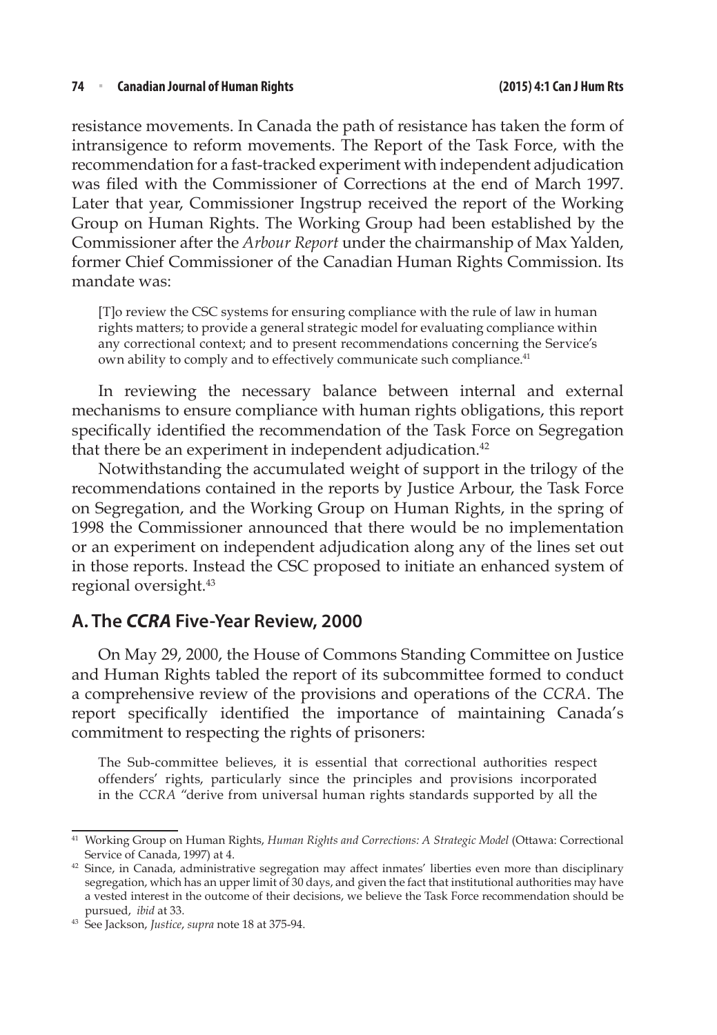resistance movements. In Canada the path of resistance has taken the form of intransigence to reform movements. The Report of the Task Force, with the recommendation for a fast-tracked experiment with independent adjudication was filed with the Commissioner of Corrections at the end of March 1997. Later that year, Commissioner Ingstrup received the report of the Working Group on Human Rights. The Working Group had been established by the Commissioner after the *Arbour Report* under the chairmanship of Max Yalden, former Chief Commissioner of the Canadian Human Rights Commission. Its mandate was:

> [T]o review the CSC systems for ensuring compliance with the rule of law in human rights matters; to provide a general strategic model for evaluating compliance within any correctional context; and to present recommendations concerning the Service's own ability to comply and to effectively communicate such compliance.[41]

In reviewing the necessary balance between internal and external mechanisms to ensure compliance with human rights obligations, this report specifically identified the recommendation of the Task Force on Segregation that there be an experiment in independent adjudication.[42]

Notwithstanding the accumulated weight of support in the trilogy of the recommendations contained in the reports by Justice Arbour, the Task Force on Segregation, and the Working Group on Human Rights, in the spring of 1998 the Commissioner announced that there would be no implementation or an experiment on independent adjudication along any of the lines set out in those reports. Instead the CSC proposed to initiate an enhanced system of regional oversight.[43]

## A. The *CCRA* Five-Year Review, 2000

On May 29, 2000, the House of Commons Standing Committee on Justice and Human Rights tabled the report of its subcommittee formed to conduct a comprehensive review of the provisions and operations of the *CCRA*. The report specifically identified the importance of maintaining Canada's commitment to respecting the rights of prisoners:

> The Sub-committee believes, it is essential that correctional authorities respect offenders' rights, particularly since the principles and provisions incorporated in the *CCRA* "derive from universal human rights standards supported by all the

---

[41] Working Group on Human Rights, *Human Rights and Corrections: A Strategic Model* (Ottawa: Correctional Service of Canada, 1997) at 4.

[42] Since, in Canada, administrative segregation may affect inmates' liberties even more than disciplinary segregation, which has an upper limit of 30 days, and given the fact that institutional authorities may have a vested interest in the outcome of their decisions, we believe the Task Force recommendation should be pursued, *ibid* at 33.

[43] See Jackson, *Justice*, *supra* note 18 at 375-94.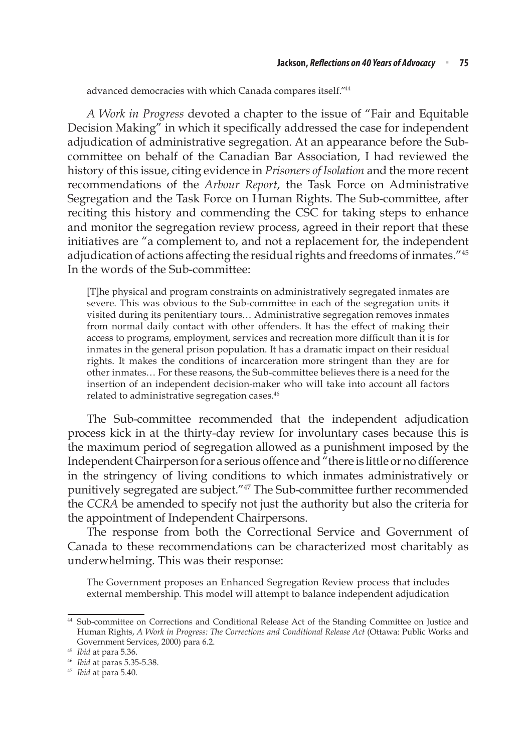advanced democracies with which Canada compares itself."[44]

*A Work in Progress* devoted a chapter to the issue of "Fair and Equitable Decision Making" in which it specifically addressed the case for independent adjudication of administrative segregation. At an appearance before the Sub-committee on behalf of the Canadian Bar Association, I had reviewed the history of this issue, citing evidence in *Prisoners of Isolation* and the more recent recommendations of the *Arbour Report*, the Task Force on Administrative Segregation and the Task Force on Human Rights. The Sub-committee, after reciting this history and commending the CSC for taking steps to enhance and monitor the segregation review process, agreed in their report that these initiatives are "a complement to, and not a replacement for, the independent adjudication of actions affecting the residual rights and freedoms of inmates."[45] In the words of the Sub-committee:

> [T]he physical and program constraints on administratively segregated inmates are severe. This was obvious to the Sub-committee in each of the segregation units it visited during its penitentiary tours… Administrative segregation removes inmates from normal daily contact with other offenders. It has the effect of making their access to programs, employment, services and recreation more difficult than it is for inmates in the general prison population. It has a dramatic impact on their residual rights. It makes the conditions of incarceration more stringent than they are for other inmates… For these reasons, the Sub-committee believes there is a need for the insertion of an independent decision-maker who will take into account all factors related to administrative segregation cases.[46]

The Sub-committee recommended that the independent adjudication process kick in at the thirty-day review for involuntary cases because this is the maximum period of segregation allowed as a punishment imposed by the Independent Chairperson for a serious offence and "there is little or no difference in the stringency of living conditions to which inmates administratively or punitively segregated are subject."[47] The Sub-committee further recommended the *CCRA* be amended to specify not just the authority but also the criteria for the appointment of Independent Chairpersons.

The response from both the Correctional Service and Government of Canada to these recommendations can be characterized most charitably as underwhelming. This was their response:

> The Government proposes an Enhanced Segregation Review process that includes external membership. This model will attempt to balance independent adjudication

---

[44] Sub-committee on Corrections and Conditional Release Act of the Standing Committee on Justice and Human Rights, *A Work in Progress: The Corrections and Conditional Release Act* (Ottawa: Public Works and Government Services, 2000) para 6.2.

[45] *Ibid* at para 5.36.

[46] *Ibid* at paras 5.35-5.38.

[47] *Ibid* at para 5.40.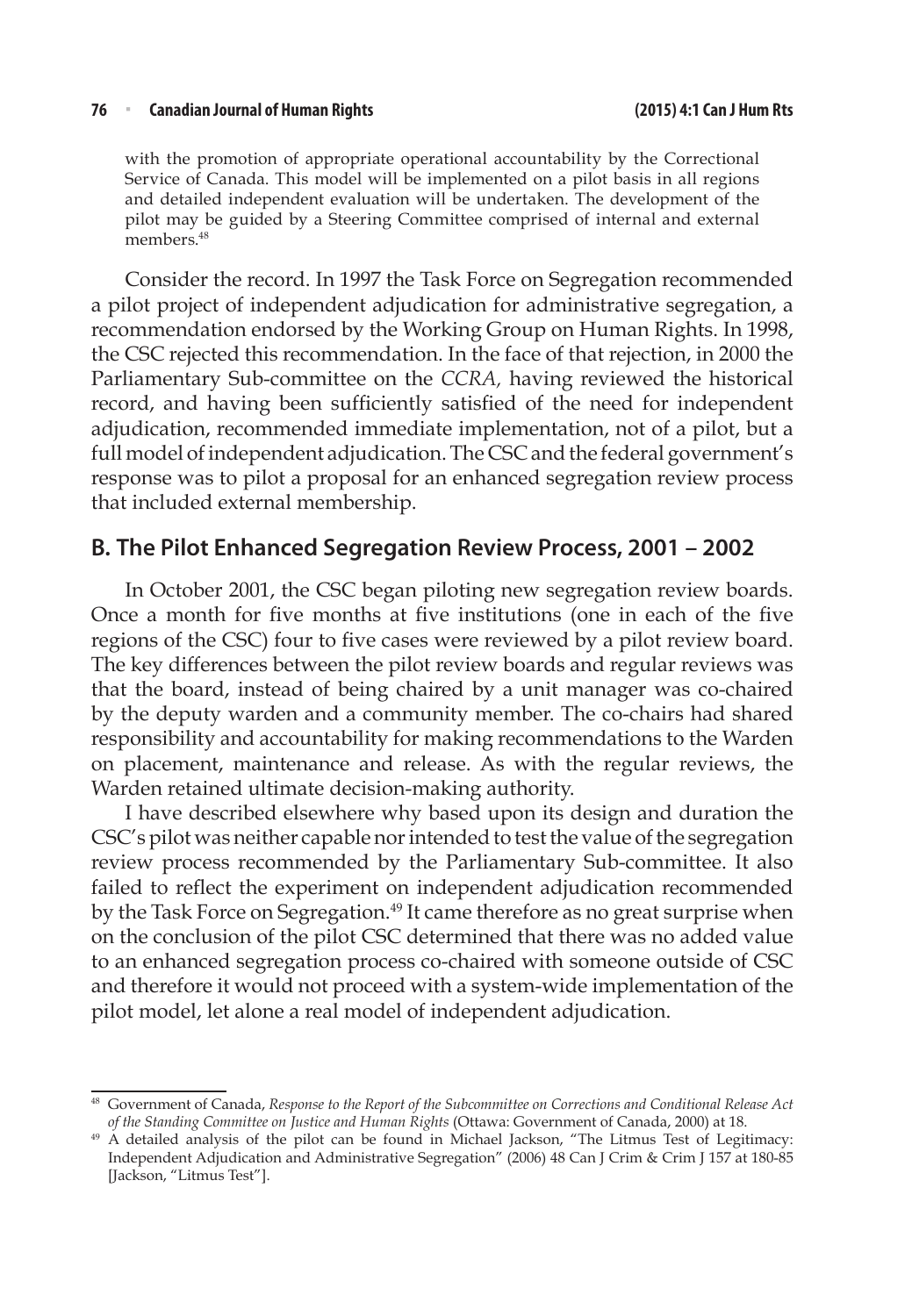> with the promotion of appropriate operational accountability by the Correctional Service of Canada. This model will be implemented on a pilot basis in all regions and detailed independent evaluation will be undertaken. The development of the pilot may be guided by a Steering Committee comprised of internal and external members.[48]

Consider the record. In 1997 the Task Force on Segregation recommended a pilot project of independent adjudication for administrative segregation, a recommendation endorsed by the Working Group on Human Rights. In 1998, the CSC rejected this recommendation. In the face of that rejection, in 2000 the Parliamentary Sub-committee on the *CCRA,* having reviewed the historical record, and having been sufficiently satisfied of the need for independent adjudication, recommended immediate implementation, not of a pilot, but a full model of independent adjudication. The CSC and the federal government's response was to pilot a proposal for an enhanced segregation review process that included external membership.

## B. The Pilot Enhanced Segregation Review Process, 2001 – 2002

In October 2001, the CSC began piloting new segregation review boards. Once a month for five months at five institutions (one in each of the five regions of the CSC) four to five cases were reviewed by a pilot review board. The key differences between the pilot review boards and regular reviews was that the board, instead of being chaired by a unit manager was co-chaired by the deputy warden and a community member. The co-chairs had shared responsibility and accountability for making recommendations to the Warden on placement, maintenance and release. As with the regular reviews, the Warden retained ultimate decision-making authority.

I have described elsewhere why based upon its design and duration the CSC's pilot was neither capable nor intended to test the value of the segregation review process recommended by the Parliamentary Sub-committee. It also failed to reflect the experiment on independent adjudication recommended by the Task Force on Segregation.[49] It came therefore as no great surprise when on the conclusion of the pilot CSC determined that there was no added value to an enhanced segregation process co-chaired with someone outside of CSC and therefore it would not proceed with a system-wide implementation of the pilot model, let alone a real model of independent adjudication.

---

[48] Government of Canada, *Response to the Report of the Subcommittee on Corrections and Conditional Release Act of the Standing Committee on Justice and Human Rights* (Ottawa: Government of Canada, 2000) at 18.

[49] A detailed analysis of the pilot can be found in Michael Jackson, "The Litmus Test of Legitimacy: Independent Adjudication and Administrative Segregation" (2006) 48 Can J Crim & Crim J 157 at 180-85 [Jackson, "Litmus Test"].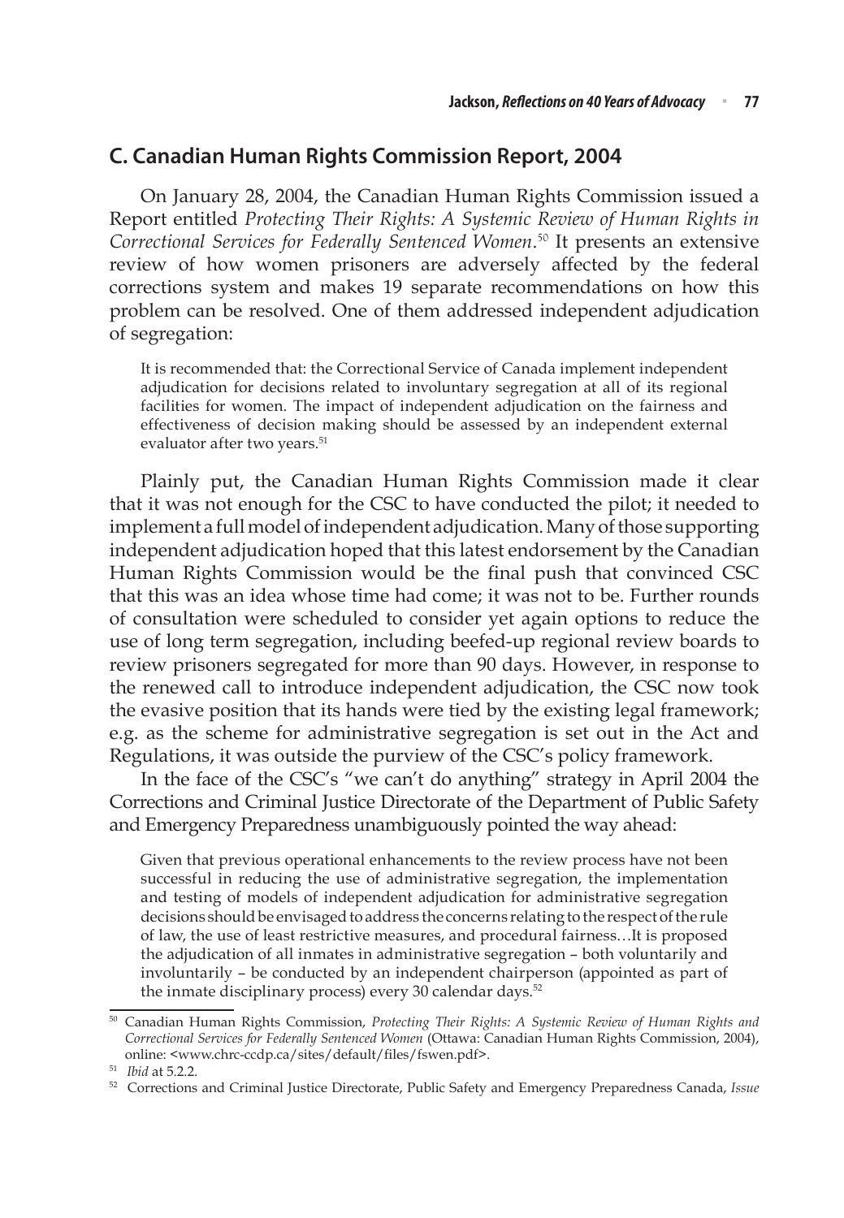## C. Canadian Human Rights Commission Report, 2004

On January 28, 2004, the Canadian Human Rights Commission issued a Report entitled *Protecting Their Rights: A Systemic Review of Human Rights in Correctional Services for Federally Sentenced Women*.[50] It presents an extensive review of how women prisoners are adversely affected by the federal corrections system and makes 19 separate recommendations on how this problem can be resolved. One of them addressed independent adjudication of segregation:

> It is recommended that: the Correctional Service of Canada implement independent adjudication for decisions related to involuntary segregation at all of its regional facilities for women. The impact of independent adjudication on the fairness and effectiveness of decision making should be assessed by an independent external evaluator after two years.[51]

Plainly put, the Canadian Human Rights Commission made it clear that it was not enough for the CSC to have conducted the pilot; it needed to implement a full model of independent adjudication. Many of those supporting independent adjudication hoped that this latest endorsement by the Canadian Human Rights Commission would be the final push that convinced CSC that this was an idea whose time had come; it was not to be. Further rounds of consultation were scheduled to consider yet again options to reduce the use of long term segregation, including beefed-up regional review boards to review prisoners segregated for more than 90 days. However, in response to the renewed call to introduce independent adjudication, the CSC now took the evasive position that its hands were tied by the existing legal framework; e.g. as the scheme for administrative segregation is set out in the Act and Regulations, it was outside the purview of the CSC's policy framework.

In the face of the CSC's "we can't do anything" strategy in April 2004 the Corrections and Criminal Justice Directorate of the Department of Public Safety and Emergency Preparedness unambiguously pointed the way ahead:

> Given that previous operational enhancements to the review process have not been successful in reducing the use of administrative segregation, the implementation and testing of models of independent adjudication for administrative segregation decisions should be envisaged to address the concerns relating to the respect of the rule of law, the use of least restrictive measures, and procedural fairness…It is proposed the adjudication of all inmates in administrative segregation – both voluntarily and involuntarily – be conducted by an independent chairperson (appointed as part of the inmate disciplinary process) every 30 calendar days.[52]

---

[50] Canadian Human Rights Commission, *Protecting Their Rights: A Systemic Review of Human Rights and Correctional Services for Federally Sentenced Women* (Ottawa: Canadian Human Rights Commission, 2004), online: <www.chrc-ccdp.ca/sites/default/files/fswen.pdf>.

[51] *Ibid* at 5.2.2.

[52] Corrections and Criminal Justice Directorate, Public Safety and Emergency Preparedness Canada, *Issue*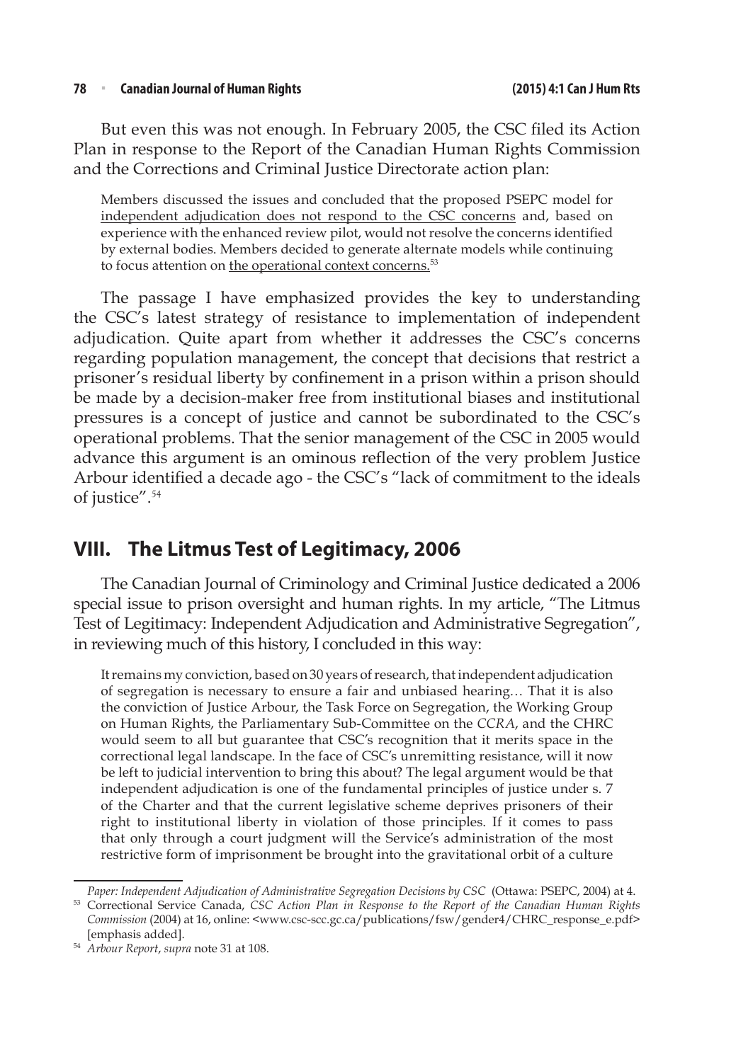But even this was not enough. In February 2005, the CSC filed its Action Plan in response to the Report of the Canadian Human Rights Commission and the Corrections and Criminal Justice Directorate action plan:

> Members discussed the issues and concluded that the proposed PSEPC model for independent adjudication does not respond to the CSC concerns and, based on experience with the enhanced review pilot, would not resolve the concerns identified by external bodies. Members decided to generate alternate models while continuing to focus attention on the operational context concerns.[53]

The passage I have emphasized provides the key to understanding the CSC's latest strategy of resistance to implementation of independent adjudication. Quite apart from whether it addresses the CSC's concerns regarding population management, the concept that decisions that restrict a prisoner's residual liberty by confinement in a prison within a prison should be made by a decision-maker free from institutional biases and institutional pressures is a concept of justice and cannot be subordinated to the CSC's operational problems. That the senior management of the CSC in 2005 would advance this argument is an ominous reflection of the very problem Justice Arbour identified a decade ago - the CSC's "lack of commitment to the ideals of justice".[54]

## VIII. The Litmus Test of Legitimacy, 2006

The Canadian Journal of Criminology and Criminal Justice dedicated a 2006 special issue to prison oversight and human rights. In my article, "The Litmus Test of Legitimacy: Independent Adjudication and Administrative Segregation", in reviewing much of this history, I concluded in this way:

> It remains my conviction, based on 30 years of research, that independent adjudication of segregation is necessary to ensure a fair and unbiased hearing… That it is also the conviction of Justice Arbour, the Task Force on Segregation, the Working Group on Human Rights, the Parliamentary Sub-Committee on the *CCRA*, and the CHRC would seem to all but guarantee that CSC's recognition that it merits space in the correctional legal landscape. In the face of CSC's unremitting resistance, will it now be left to judicial intervention to bring this about? The legal argument would be that independent adjudication is one of the fundamental principles of justice under s. 7 of the Charter and that the current legislative scheme deprives prisoners of their right to institutional liberty in violation of those principles. If it comes to pass that only through a court judgment will the Service's administration of the most restrictive form of imprisonment be brought into the gravitational orbit of a culture

---

*Paper: Independent Adjudication of Administrative Segregation Decisions by CSC* (Ottawa: PSEPC, 2004) at 4.

[53] Correctional Service Canada, *CSC Action Plan in Response to the Report of the Canadian Human Rights Commission* (2004) at 16, online: <www.csc-scc.gc.ca/publications/fsw/gender4/CHRC_response_e.pdf> [emphasis added].

[54] *Arbour Report*, *supra* note 31 at 108.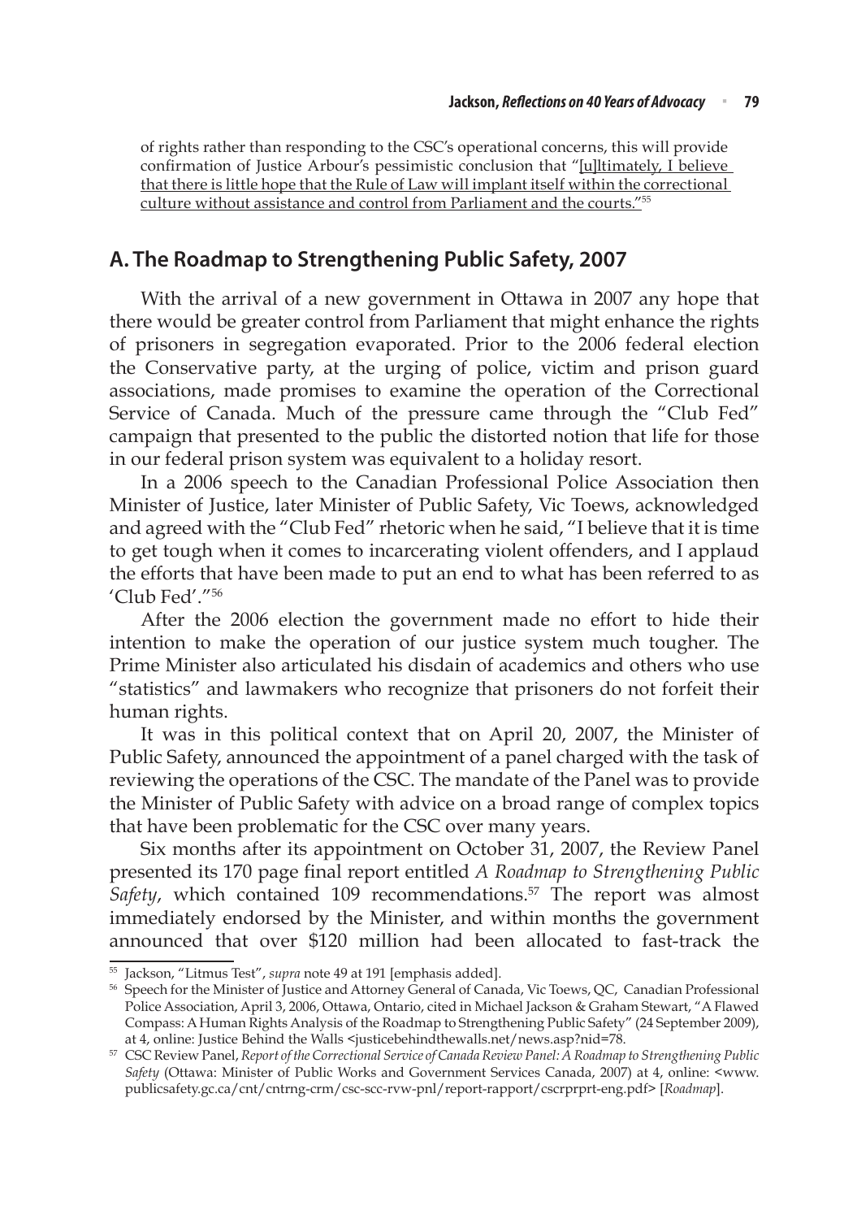of rights rather than responding to the CSC's operational concerns, this will provide confirmation of Justice Arbour's pessimistic conclusion that "[u]ltimately, I believe that there is little hope that the Rule of Law will implant itself within the correctional culture without assistance and control from Parliament and the courts."[55]

## A. The Roadmap to Strengthening Public Safety, 2007

With the arrival of a new government in Ottawa in 2007 any hope that there would be greater control from Parliament that might enhance the rights of prisoners in segregation evaporated. Prior to the 2006 federal election the Conservative party, at the urging of police, victim and prison guard associations, made promises to examine the operation of the Correctional Service of Canada. Much of the pressure came through the "Club Fed" campaign that presented to the public the distorted notion that life for those in our federal prison system was equivalent to a holiday resort.

In a 2006 speech to the Canadian Professional Police Association then Minister of Justice, later Minister of Public Safety, Vic Toews, acknowledged and agreed with the "Club Fed" rhetoric when he said, "I believe that it is time to get tough when it comes to incarcerating violent offenders, and I applaud the efforts that have been made to put an end to what has been referred to as 'Club Fed'."[56]

After the 2006 election the government made no effort to hide their intention to make the operation of our justice system much tougher. The Prime Minister also articulated his disdain of academics and others who use "statistics" and lawmakers who recognize that prisoners do not forfeit their human rights.

It was in this political context that on April 20, 2007, the Minister of Public Safety, announced the appointment of a panel charged with the task of reviewing the operations of the CSC. The mandate of the Panel was to provide the Minister of Public Safety with advice on a broad range of complex topics that have been problematic for the CSC over many years.

Six months after its appointment on October 31, 2007, the Review Panel presented its 170 page final report entitled *A Roadmap to Strengthening Public Safety*, which contained 109 recommendations.[57] The report was almost immediately endorsed by the Minister, and within months the government announced that over $120 million had been allocated to fast-track the

---

[55] Jackson, "Litmus Test", *supra* note 49 at 191 [emphasis added].

[56] Speech for the Minister of Justice and Attorney General of Canada, Vic Toews, QC, Canadian Professional Police Association, April 3, 2006, Ottawa, Ontario, cited in Michael Jackson & Graham Stewart, "A Flawed Compass: A Human Rights Analysis of the Roadmap to Strengthening Public Safety" (24 September 2009), at 4, online: Justice Behind the Walls <justicebehindthewalls.net/news.asp?nid=78.

[57] CSC Review Panel, *Report of the Correctional Service of Canada Review Panel: A Roadmap to Strengthening Public Safety* (Ottawa: Minister of Public Works and Government Services Canada, 2007) at 4, online: <www.publicsafety.gc.ca/cnt/cntrng-crm/csc-scc-rvw-pnl/report-rapport/cscrprprt-eng.pdf> [*Roadmap*].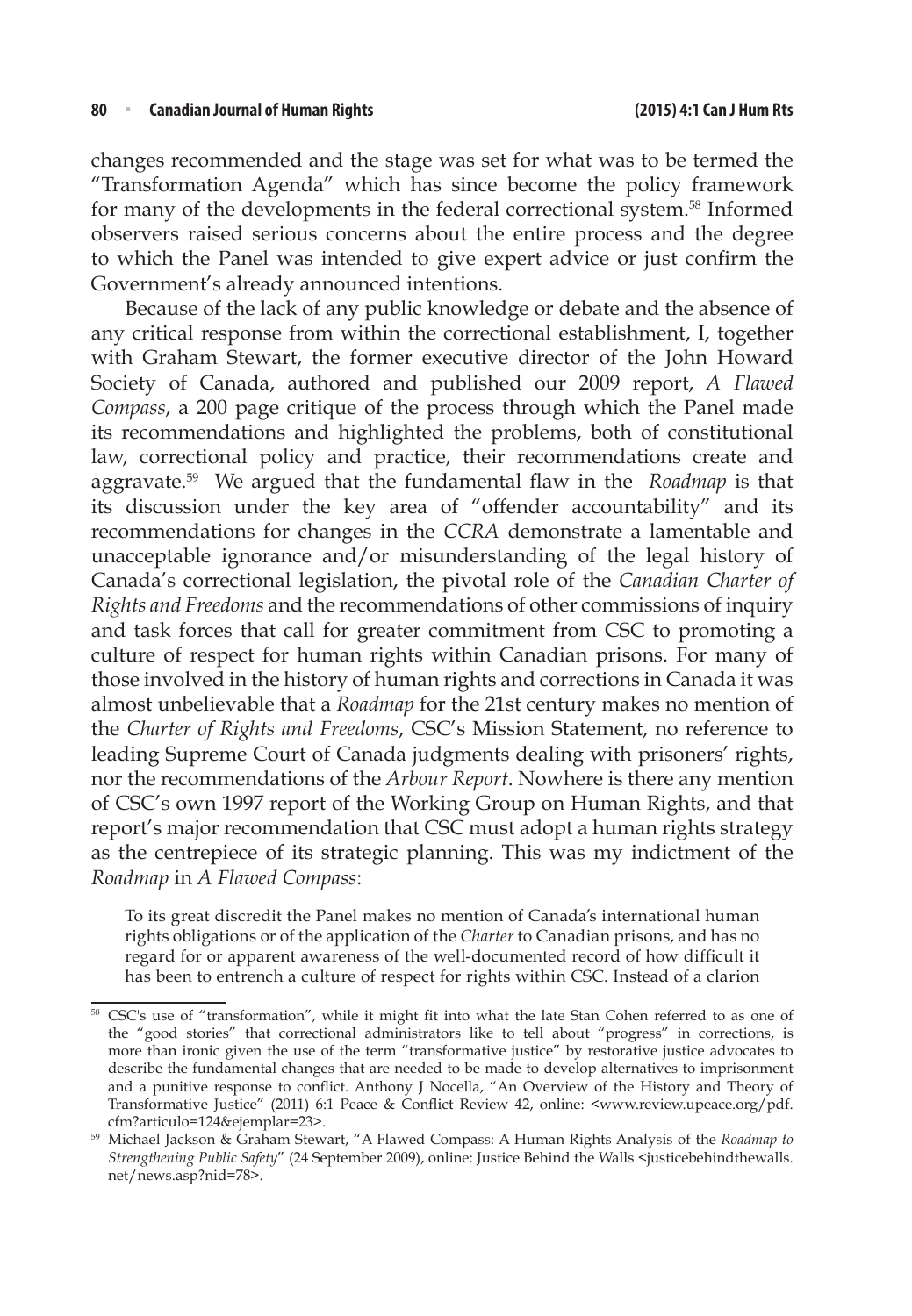changes recommended and the stage was set for what was to be termed the "Transformation Agenda" which has since become the policy framework for many of the developments in the federal correctional system.[58] Informed observers raised serious concerns about the entire process and the degree to which the Panel was intended to give expert advice or just confirm the Government's already announced intentions.

Because of the lack of any public knowledge or debate and the absence of any critical response from within the correctional establishment, I, together with Graham Stewart, the former executive director of the John Howard Society of Canada, authored and published our 2009 report, *A Flawed Compass*, a 200 page critique of the process through which the Panel made its recommendations and highlighted the problems, both of constitutional law, correctional policy and practice, their recommendations create and aggravate.[59] We argued that the fundamental flaw in the *Roadmap* is that its discussion under the key area of "offender accountability" and its recommendations for changes in the *CCRA* demonstrate a lamentable and unacceptable ignorance and/or misunderstanding of the legal history of Canada's correctional legislation, the pivotal role of the *Canadian Charter of Rights and Freedoms* and the recommendations of other commissions of inquiry and task forces that call for greater commitment from CSC to promoting a culture of respect for human rights within Canadian prisons. For many of those involved in the history of human rights and corrections in Canada it was almost unbelievable that a *Roadmap* for the 21st century makes no mention of the *Charter of Rights and Freedoms*, CSC's Mission Statement, no reference to leading Supreme Court of Canada judgments dealing with prisoners' rights, nor the recommendations of the *Arbour Report*. Nowhere is there any mention of CSC's own 1997 report of the Working Group on Human Rights, and that report's major recommendation that CSC must adopt a human rights strategy as the centrepiece of its strategic planning. This was my indictment of the *Roadmap* in *A Flawed Compass*:

> To its great discredit the Panel makes no mention of Canada's international human rights obligations or of the application of the *Charter* to Canadian prisons, and has no regard for or apparent awareness of the well-documented record of how difficult it has been to entrench a culture of respect for rights within CSC. Instead of a clarion

---

[58] CSC's use of "transformation", while it might fit into what the late Stan Cohen referred to as one of the "good stories" that correctional administrators like to tell about "progress" in corrections, is more than ironic given the use of the term "transformative justice" by restorative justice advocates to describe the fundamental changes that are needed to be made to develop alternatives to imprisonment and a punitive response to conflict. Anthony J Nocella, "An Overview of the History and Theory of Transformative Justice" (2011) 6:1 Peace & Conflict Review 42, online: <www.review.upeace.org/pdf.cfm?articulo=124&ejemplar=23>.

[59] Michael Jackson & Graham Stewart, "A Flawed Compass: A Human Rights Analysis of the *Roadmap to Strengthening Public Safety*" (24 September 2009), online: Justice Behind the Walls <justicebehindthewalls.net/news.asp?nid=78>.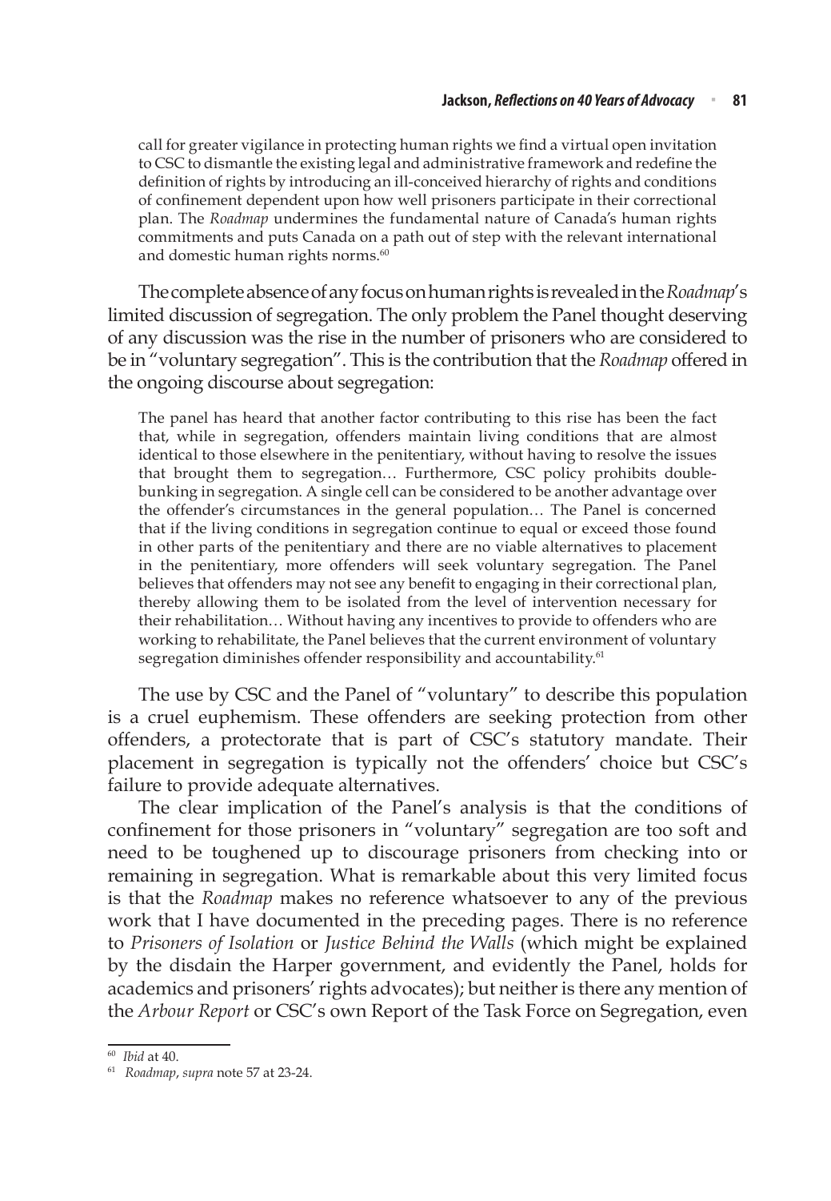> call for greater vigilance in protecting human rights we find a virtual open invitation to CSC to dismantle the existing legal and administrative framework and redefine the definition of rights by introducing an ill-conceived hierarchy of rights and conditions of confinement dependent upon how well prisoners participate in their correctional plan. The *Roadmap* undermines the fundamental nature of Canada's human rights commitments and puts Canada on a path out of step with the relevant international and domestic human rights norms.[60]

The complete absence of any focus on human rights is revealed in the *Roadmap*'s limited discussion of segregation. The only problem the Panel thought deserving of any discussion was the rise in the number of prisoners who are considered to be in "voluntary segregation". This is the contribution that the *Roadmap* offered in the ongoing discourse about segregation:

> The panel has heard that another factor contributing to this rise has been the fact that, while in segregation, offenders maintain living conditions that are almost identical to those elsewhere in the penitentiary, without having to resolve the issues that brought them to segregation… Furthermore, CSC policy prohibits double-bunking in segregation. A single cell can be considered to be another advantage over the offender's circumstances in the general population… The Panel is concerned that if the living conditions in segregation continue to equal or exceed those found in other parts of the penitentiary and there are no viable alternatives to placement in the penitentiary, more offenders will seek voluntary segregation. The Panel believes that offenders may not see any benefit to engaging in their correctional plan, thereby allowing them to be isolated from the level of intervention necessary for their rehabilitation… Without having any incentives to provide to offenders who are working to rehabilitate, the Panel believes that the current environment of voluntary segregation diminishes offender responsibility and accountability.[61]

The use by CSC and the Panel of "voluntary" to describe this population is a cruel euphemism. These offenders are seeking protection from other offenders, a protectorate that is part of CSC's statutory mandate. Their placement in segregation is typically not the offenders' choice but CSC's failure to provide adequate alternatives.

The clear implication of the Panel's analysis is that the conditions of confinement for those prisoners in "voluntary" segregation are too soft and need to be toughened up to discourage prisoners from checking into or remaining in segregation. What is remarkable about this very limited focus is that the *Roadmap* makes no reference whatsoever to any of the previous work that I have documented in the preceding pages. There is no reference to *Prisoners of Isolation* or *Justice Behind the Walls* (which might be explained by the disdain the Harper government, and evidently the Panel, holds for academics and prisoners' rights advocates); but neither is there any mention of the *Arbour Report* or CSC's own Report of the Task Force on Segregation, even

---

[60] *Ibid* at 40.

[61] *Roadmap*, *supra* note 57 at 23-24.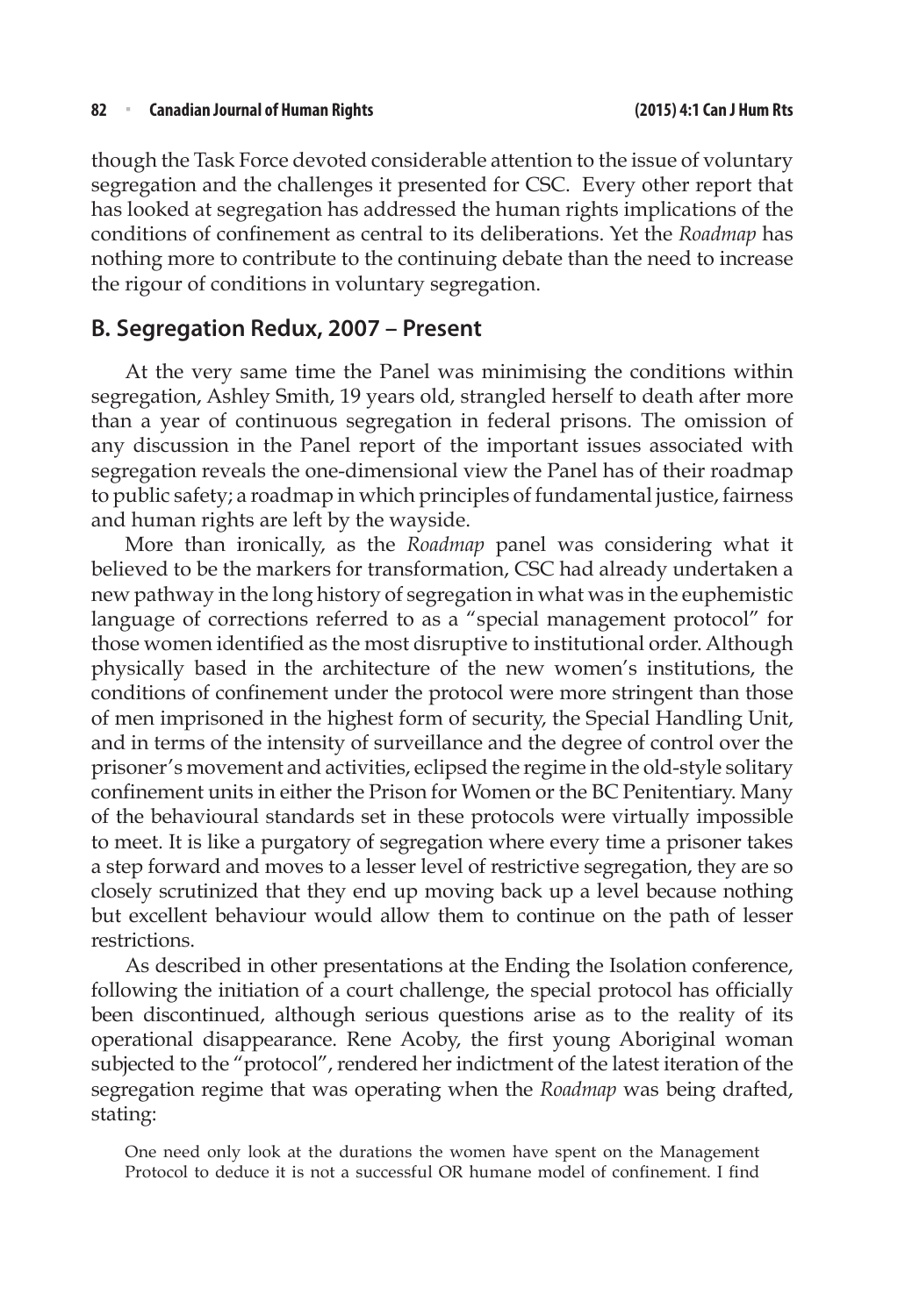though the Task Force devoted considerable attention to the issue of voluntary segregation and the challenges it presented for CSC. Every other report that has looked at segregation has addressed the human rights implications of the conditions of confinement as central to its deliberations. Yet the *Roadmap* has nothing more to contribute to the continuing debate than the need to increase the rigour of conditions in voluntary segregation.

## B. Segregation Redux, 2007 – Present

At the very same time the Panel was minimising the conditions within segregation, Ashley Smith, 19 years old, strangled herself to death after more than a year of continuous segregation in federal prisons. The omission of any discussion in the Panel report of the important issues associated with segregation reveals the one-dimensional view the Panel has of their roadmap to public safety; a roadmap in which principles of fundamental justice, fairness and human rights are left by the wayside.

More than ironically, as the *Roadmap* panel was considering what it believed to be the markers for transformation, CSC had already undertaken a new pathway in the long history of segregation in what was in the euphemistic language of corrections referred to as a "special management protocol" for those women identified as the most disruptive to institutional order. Although physically based in the architecture of the new women's institutions, the conditions of confinement under the protocol were more stringent than those of men imprisoned in the highest form of security, the Special Handling Unit, and in terms of the intensity of surveillance and the degree of control over the prisoner's movement and activities, eclipsed the regime in the old-style solitary confinement units in either the Prison for Women or the BC Penitentiary. Many of the behavioural standards set in these protocols were virtually impossible to meet. It is like a purgatory of segregation where every time a prisoner takes a step forward and moves to a lesser level of restrictive segregation, they are so closely scrutinized that they end up moving back up a level because nothing but excellent behaviour would allow them to continue on the path of lesser restrictions.

As described in other presentations at the Ending the Isolation conference, following the initiation of a court challenge, the special protocol has officially been discontinued, although serious questions arise as to the reality of its operational disappearance. Rene Acoby, the first young Aboriginal woman subjected to the "protocol", rendered her indictment of the latest iteration of the segregation regime that was operating when the *Roadmap* was being drafted, stating:

> One need only look at the durations the women have spent on the Management Protocol to deduce it is not a successful OR humane model of confinement. I find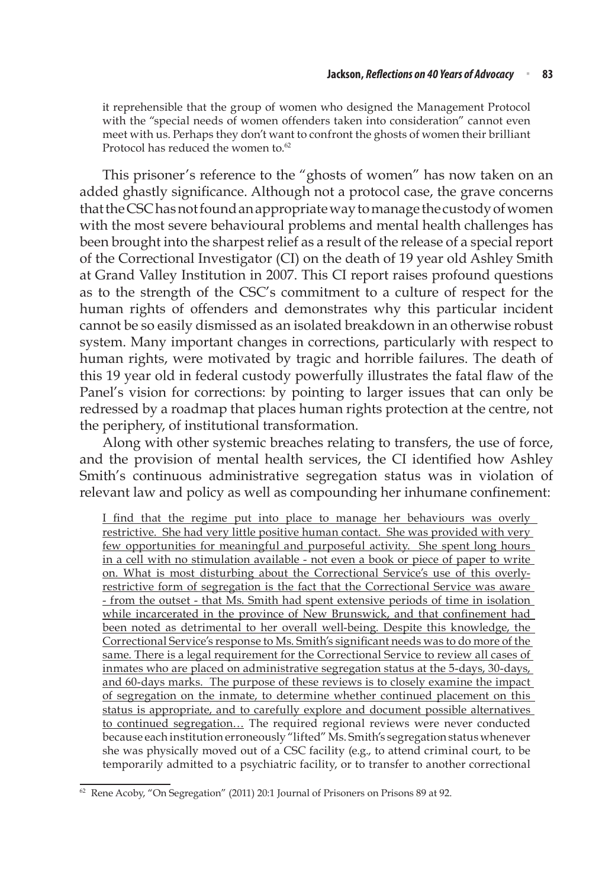> it reprehensible that the group of women who designed the Management Protocol with the "special needs of women offenders taken into consideration" cannot even meet with us. Perhaps they don't want to confront the ghosts of women their brilliant Protocol has reduced the women to.[62]

This prisoner's reference to the "ghosts of women" has now taken on an added ghastly significance. Although not a protocol case, the grave concerns that the CSC has not found an appropriate way to manage the custody of women with the most severe behavioural problems and mental health challenges has been brought into the sharpest relief as a result of the release of a special report of the Correctional Investigator (CI) on the death of 19 year old Ashley Smith at Grand Valley Institution in 2007. This CI report raises profound questions as to the strength of the CSC's commitment to a culture of respect for the human rights of offenders and demonstrates why this particular incident cannot be so easily dismissed as an isolated breakdown in an otherwise robust system. Many important changes in corrections, particularly with respect to human rights, were motivated by tragic and horrible failures. The death of this 19 year old in federal custody powerfully illustrates the fatal flaw of the Panel's vision for corrections: by pointing to larger issues that can only be redressed by a roadmap that places human rights protection at the centre, not the periphery, of institutional transformation.

Along with other systemic breaches relating to transfers, the use of force, and the provision of mental health services, the CI identified how Ashley Smith's continuous administrative segregation status was in violation of relevant law and policy as well as compounding her inhumane confinement:

> <u>I find that the regime put into place to manage her behaviours was overly restrictive. She had very little positive human contact. She was provided with very few opportunities for meaningful and purposeful activity. She spent long hours in a cell with no stimulation available - not even a book or piece of paper to write on. What is most disturbing about the Correctional Service's use of this overly-restrictive form of segregation is the fact that the Correctional Service was aware - from the outset - that Ms. Smith had spent extensive periods of time in isolation while incarcerated in the province of New Brunswick, and that confinement had been noted as detrimental to her overall well-being. Despite this knowledge, the Correctional Service's response to Ms. Smith's significant needs was to do more of the same. There is a legal requirement for the Correctional Service to review all cases of inmates who are placed on administrative segregation status at the 5-days, 30-days, and 60-days marks. The purpose of these reviews is to closely examine the impact of segregation on the inmate, to determine whether continued placement on this status is appropriate, and to carefully explore and document possible alternatives to continued segregation…</u> The required regional reviews were never conducted because each institution erroneously "lifted" Ms. Smith's segregation status whenever she was physically moved out of a CSC facility (e.g., to attend criminal court, to be temporarily admitted to a psychiatric facility, or to transfer to another correctional

[62] Rene Acoby, "On Segregation" (2011) 20:1 Journal of Prisoners on Prisons 89 at 92.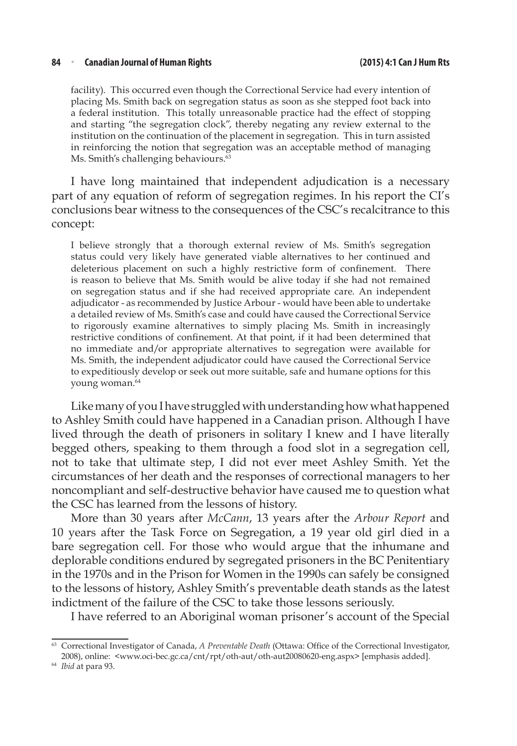> facility). This occurred even though the Correctional Service had every intention of placing Ms. Smith back on segregation status as soon as she stepped foot back into a federal institution. This totally unreasonable practice had the effect of stopping and starting "the segregation clock", thereby negating any review external to the institution on the continuation of the placement in segregation. This in turn assisted in reinforcing the notion that segregation was an acceptable method of managing Ms. Smith's challenging behaviours.[63]

I have long maintained that independent adjudication is a necessary part of any equation of reform of segregation regimes. In his report the CI's conclusions bear witness to the consequences of the CSC's recalcitrance to this concept:

> I believe strongly that a thorough external review of Ms. Smith's segregation status could very likely have generated viable alternatives to her continued and deleterious placement on such a highly restrictive form of confinement. There is reason to believe that Ms. Smith would be alive today if she had not remained on segregation status and if she had received appropriate care. An independent adjudicator - as recommended by Justice Arbour - would have been able to undertake a detailed review of Ms. Smith's case and could have caused the Correctional Service to rigorously examine alternatives to simply placing Ms. Smith in increasingly restrictive conditions of confinement. At that point, if it had been determined that no immediate and/or appropriate alternatives to segregation were available for Ms. Smith, the independent adjudicator could have caused the Correctional Service to expeditiously develop or seek out more suitable, safe and humane options for this young woman.[64]

Like many of you I have struggled with understanding how what happened to Ashley Smith could have happened in a Canadian prison. Although I have lived through the death of prisoners in solitary I knew and I have literally begged others, speaking to them through a food slot in a segregation cell, not to take that ultimate step, I did not ever meet Ashley Smith. Yet the circumstances of her death and the responses of correctional managers to her noncompliant and self-destructive behavior have caused me to question what the CSC has learned from the lessons of history.

More than 30 years after *McCann*, 13 years after the *Arbour Report* and 10 years after the Task Force on Segregation, a 19 year old girl died in a bare segregation cell. For those who would argue that the inhumane and deplorable conditions endured by segregated prisoners in the BC Penitentiary in the 1970s and in the Prison for Women in the 1990s can safely be consigned to the lessons of history, Ashley Smith's preventable death stands as the latest indictment of the failure of the CSC to take those lessons seriously.

I have referred to an Aboriginal woman prisoner's account of the Special

---

[63] Correctional Investigator of Canada, *A Preventable Death* (Ottawa: Office of the Correctional Investigator, 2008), online: <www.oci-bec.gc.ca/cnt/rpt/oth-aut/oth-aut20080620-eng.aspx> [emphasis added].

[64] *Ibid* at para 93.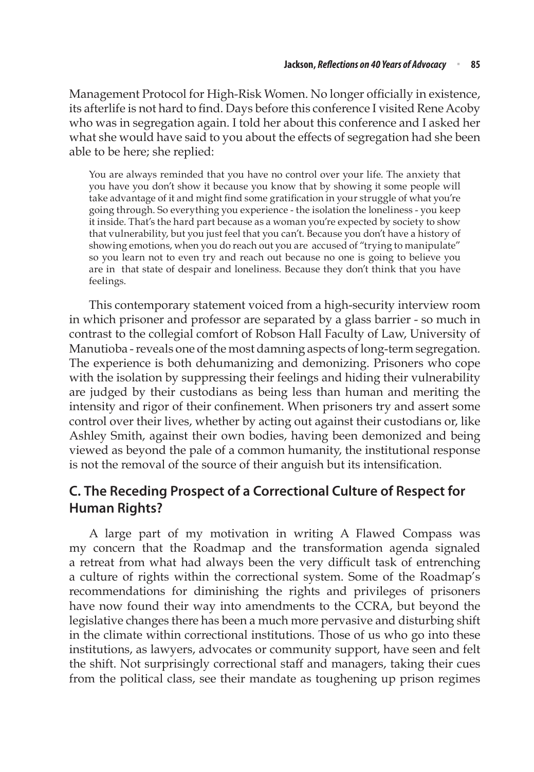Management Protocol for High-Risk Women. No longer officially in existence, its afterlife is not hard to find. Days before this conference I visited Rene Acoby who was in segregation again. I told her about this conference and I asked her what she would have said to you about the effects of segregation had she been able to be here; she replied:

> You are always reminded that you have no control over your life. The anxiety that you have you don't show it because you know that by showing it some people will take advantage of it and might find some gratification in your struggle of what you're going through. So everything you experience - the isolation the loneliness - you keep it inside. That's the hard part because as a woman you're expected by society to show that vulnerability, but you just feel that you can't. Because you don't have a history of showing emotions, when you do reach out you are accused of "trying to manipulate" so you learn not to even try and reach out because no one is going to believe you are in that state of despair and loneliness. Because they don't think that you have feelings.

This contemporary statement voiced from a high-security interview room in which prisoner and professor are separated by a glass barrier - so much in contrast to the collegial comfort of Robson Hall Faculty of Law, University of Manutioba - reveals one of the most damning aspects of long-term segregation. The experience is both dehumanizing and demonizing. Prisoners who cope with the isolation by suppressing their feelings and hiding their vulnerability are judged by their custodians as being less than human and meriting the intensity and rigor of their confinement. When prisoners try and assert some control over their lives, whether by acting out against their custodians or, like Ashley Smith, against their own bodies, having been demonized and being viewed as beyond the pale of a common humanity, the institutional response is not the removal of the source of their anguish but its intensification.

## C. The Receding Prospect of a Correctional Culture of Respect for Human Rights?

A large part of my motivation in writing A Flawed Compass was my concern that the Roadmap and the transformation agenda signaled a retreat from what had always been the very difficult task of entrenching a culture of rights within the correctional system. Some of the Roadmap's recommendations for diminishing the rights and privileges of prisoners have now found their way into amendments to the CCRA, but beyond the legislative changes there has been a much more pervasive and disturbing shift in the climate within correctional institutions. Those of us who go into these institutions, as lawyers, advocates or community support, have seen and felt the shift. Not surprisingly correctional staff and managers, taking their cues from the political class, see their mandate as toughening up prison regimes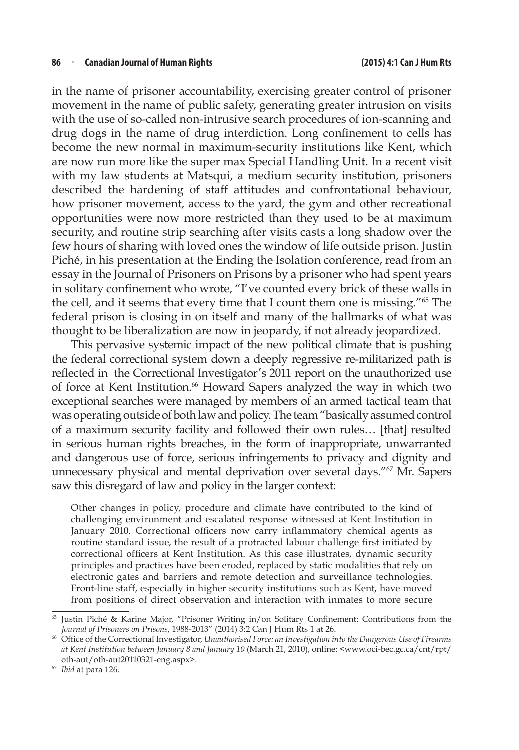in the name of prisoner accountability, exercising greater control of prisoner movement in the name of public safety, generating greater intrusion on visits with the use of so-called non-intrusive search procedures of ion-scanning and drug dogs in the name of drug interdiction. Long confinement to cells has become the new normal in maximum-security institutions like Kent, which are now run more like the super max Special Handling Unit. In a recent visit with my law students at Matsqui, a medium security institution, prisoners described the hardening of staff attitudes and confrontational behaviour, how prisoner movement, access to the yard, the gym and other recreational opportunities were now more restricted than they used to be at maximum security, and routine strip searching after visits casts a long shadow over the few hours of sharing with loved ones the window of life outside prison. Justin Piché, in his presentation at the Ending the Isolation conference, read from an essay in the Journal of Prisoners on Prisons by a prisoner who had spent years in solitary confinement who wrote, "I've counted every brick of these walls in the cell, and it seems that every time that I count them one is missing."[65] The federal prison is closing in on itself and many of the hallmarks of what was thought to be liberalization are now in jeopardy, if not already jeopardized.

This pervasive systemic impact of the new political climate that is pushing the federal correctional system down a deeply regressive re-militarized path is reflected in the Correctional Investigator's 2011 report on the unauthorized use of force at Kent Institution.[66] Howard Sapers analyzed the way in which two exceptional searches were managed by members of an armed tactical team that was operating outside of both law and policy. The team "basically assumed control of a maximum security facility and followed their own rules… [that] resulted in serious human rights breaches, in the form of inappropriate, unwarranted and dangerous use of force, serious infringements to privacy and dignity and unnecessary physical and mental deprivation over several days."[67] Mr. Sapers saw this disregard of law and policy in the larger context:

> Other changes in policy, procedure and climate have contributed to the kind of challenging environment and escalated response witnessed at Kent Institution in January 2010. Correctional officers now carry inflammatory chemical agents as routine standard issue, the result of a protracted labour challenge first initiated by correctional officers at Kent Institution. As this case illustrates, dynamic security principles and practices have been eroded, replaced by static modalities that rely on electronic gates and barriers and remote detection and surveillance technologies. Front-line staff, especially in higher security institutions such as Kent, have moved from positions of direct observation and interaction with inmates to more secure

---

[65] Justin Piché & Karine Major, "Prisoner Writing in/on Solitary Confinement: Contributions from the *Journal of Prisoners on Prisons*, 1988-2013" (2014) 3:2 Can J Hum Rts 1 at 26.

[66] Office of the Correctional Investigator, *Unauthorised Force: an Investigation into the Dangerous Use of Firearms at Kent Institution between January 8 and January 10* (March 21, 2010), online: <www.oci-bec.gc.ca/cnt/rpt/oth-aut/oth-aut20110321-eng.aspx>.

[67] *Ibid* at para 126.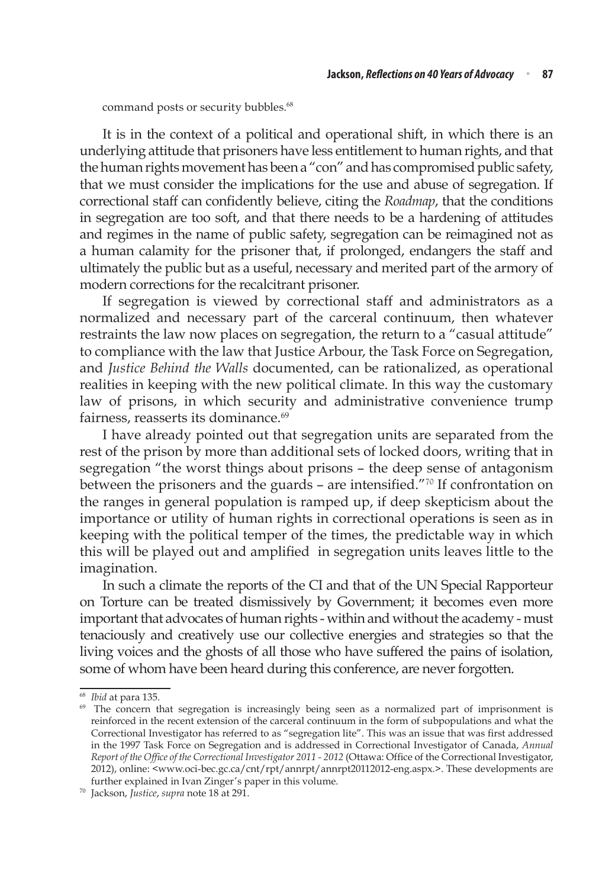command posts or security bubbles.[68]

It is in the context of a political and operational shift, in which there is an underlying attitude that prisoners have less entitlement to human rights, and that the human rights movement has been a "con" and has compromised public safety, that we must consider the implications for the use and abuse of segregation. If correctional staff can confidently believe, citing the *Roadmap*, that the conditions in segregation are too soft, and that there needs to be a hardening of attitudes and regimes in the name of public safety, segregation can be reimagined not as a human calamity for the prisoner that, if prolonged, endangers the staff and ultimately the public but as a useful, necessary and merited part of the armory of modern corrections for the recalcitrant prisoner.

If segregation is viewed by correctional staff and administrators as a normalized and necessary part of the carceral continuum, then whatever restraints the law now places on segregation, the return to a "casual attitude" to compliance with the law that Justice Arbour, the Task Force on Segregation, and *Justice Behind the Walls* documented, can be rationalized, as operational realities in keeping with the new political climate. In this way the customary law of prisons, in which security and administrative convenience trump fairness, reasserts its dominance.[69]

I have already pointed out that segregation units are separated from the rest of the prison by more than additional sets of locked doors, writing that in segregation "the worst things about prisons – the deep sense of antagonism between the prisoners and the guards – are intensified."[70] If confrontation on the ranges in general population is ramped up, if deep skepticism about the importance or utility of human rights in correctional operations is seen as in keeping with the political temper of the times, the predictable way in which this will be played out and amplified in segregation units leaves little to the imagination.

In such a climate the reports of the CI and that of the UN Special Rapporteur on Torture can be treated dismissively by Government; it becomes even more important that advocates of human rights - within and without the academy - must tenaciously and creatively use our collective energies and strategies so that the living voices and the ghosts of all those who have suffered the pains of isolation, some of whom have been heard during this conference, are never forgotten.

---

[68] *Ibid* at para 135.

[69] The concern that segregation is increasingly being seen as a normalized part of imprisonment is reinforced in the recent extension of the carceral continuum in the form of subpopulations and what the Correctional Investigator has referred to as "segregation lite". This was an issue that was first addressed in the 1997 Task Force on Segregation and is addressed in Correctional Investigator of Canada, *Annual Report of the Office of the Correctional Investigator 2011 - 2012* (Ottawa: Office of the Correctional Investigator, 2012), online: <www.oci-bec.gc.ca/cnt/rpt/annrpt/annrpt20112012-eng.aspx.>. These developments are further explained in Ivan Zinger's paper in this volume.

[70] Jackson, *Justice*, *supra* note 18 at 291.